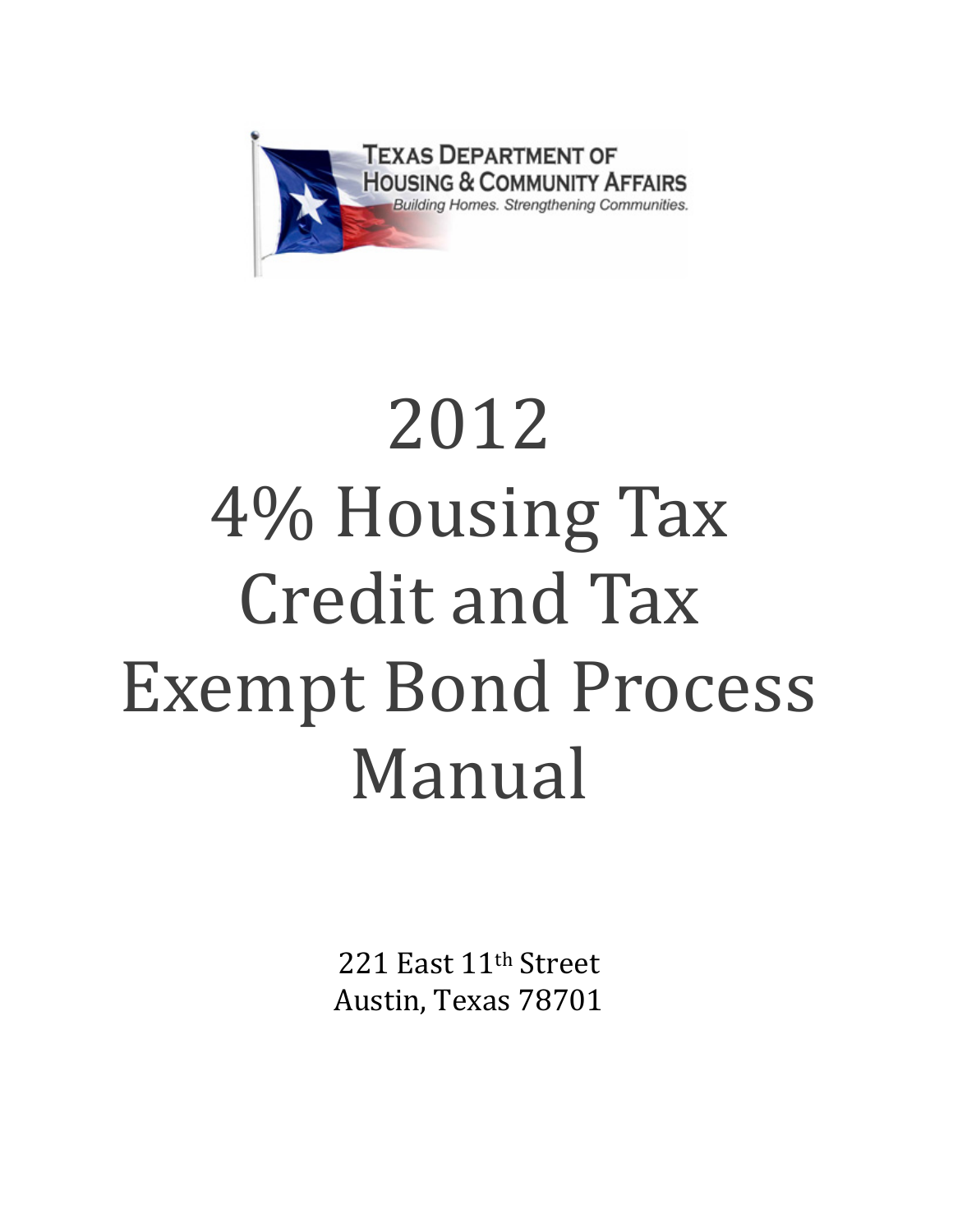TEXAS DEPARTMENT OF HOUSING & COMMUNITY AFFAIRS

*Building Homes. Strengthening Communities.*

# 2012 4% Housing Tax Credit and Tax Exempt Bond Process Manual

221 East 11th Street
Austin, Texas 78701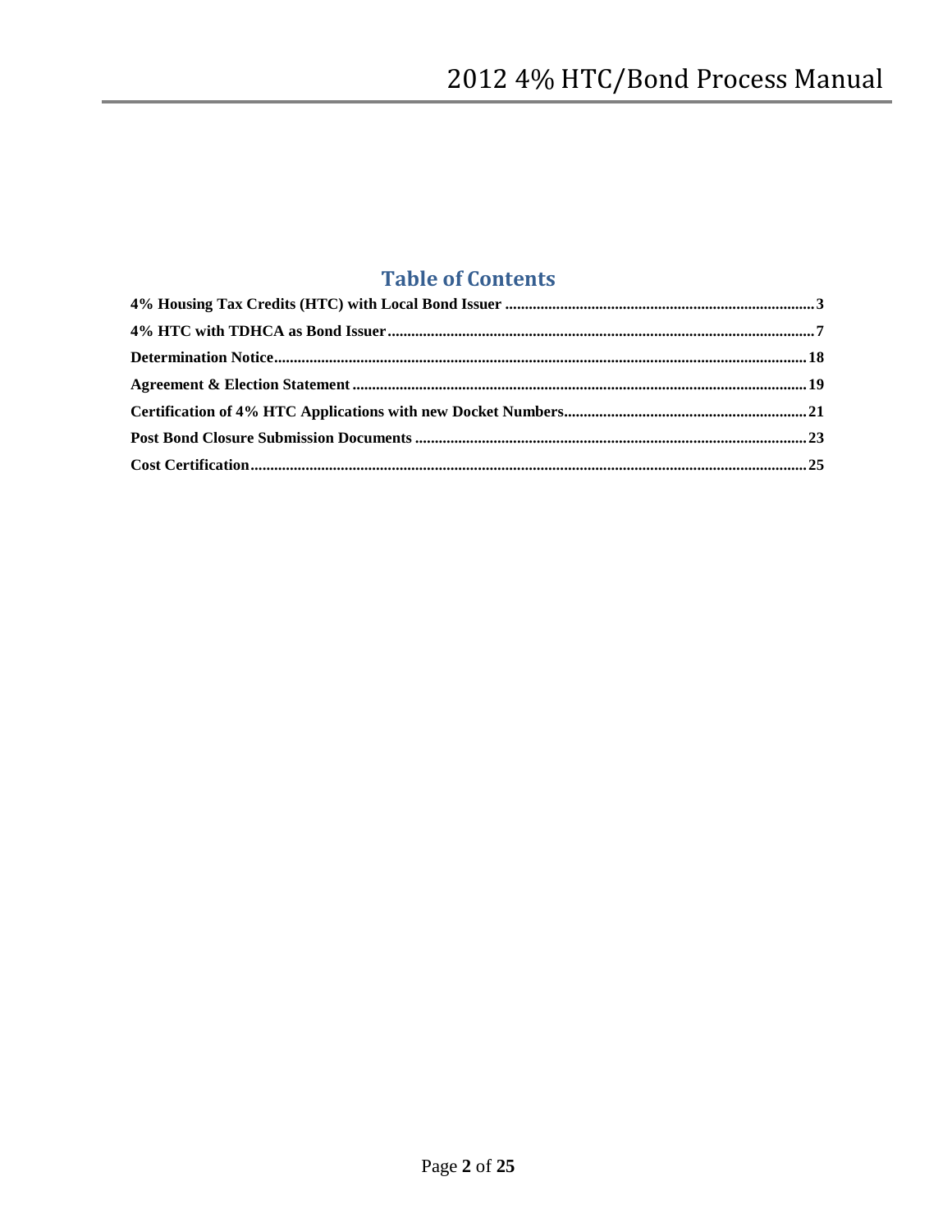## Table of Contents

4% Housing Tax Credits (HTC) with Local Bond Issuer .......... 3

4% HTC with TDHCA as Bond Issuer .......... 7

Determination Notice .......... 18

Agreement & Election Statement .......... 19

Certification of 4% HTC Applications with new Docket Numbers .......... 21

Post Bond Closure Submission Documents .......... 23

Cost Certification .......... 25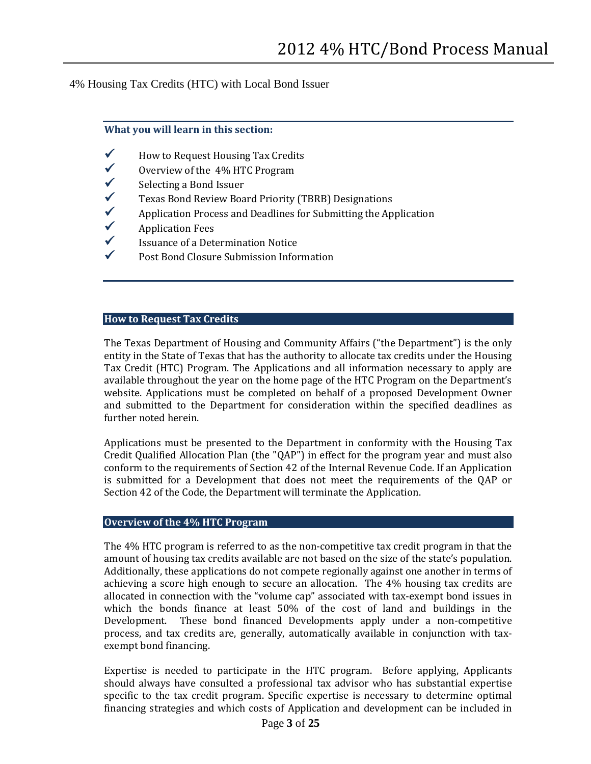4% Housing Tax Credits (HTC) with Local Bond Issuer

**What you will learn in this section:**

- ✓ How to Request Housing Tax Credits
- ✓ Overview of the 4% HTC Program
- ✓ Selecting a Bond Issuer
- ✓ Texas Bond Review Board Priority (TBRB) Designations
- ✓ Application Process and Deadlines for Submitting the Application
- ✓ Application Fees
- ✓ Issuance of a Determination Notice
- ✓ Post Bond Closure Submission Information

## How to Request Tax Credits

The Texas Department of Housing and Community Affairs ("the Department") is the only entity in the State of Texas that has the authority to allocate tax credits under the Housing Tax Credit (HTC) Program. The Applications and all information necessary to apply are available throughout the year on the home page of the HTC Program on the Department's website. Applications must be completed on behalf of a proposed Development Owner and submitted to the Department for consideration within the specified deadlines as further noted herein.

Applications must be presented to the Department in conformity with the Housing Tax Credit Qualified Allocation Plan (the "QAP") in effect for the program year and must also conform to the requirements of Section 42 of the Internal Revenue Code. If an Application is submitted for a Development that does not meet the requirements of the QAP or Section 42 of the Code, the Department will terminate the Application.

## Overview of the 4% HTC Program

The 4% HTC program is referred to as the non-competitive tax credit program in that the amount of housing tax credits available are not based on the size of the state's population. Additionally, these applications do not compete regionally against one another in terms of achieving a score high enough to secure an allocation. The 4% housing tax credits are allocated in connection with the "volume cap" associated with tax-exempt bond issues in which the bonds finance at least 50% of the cost of land and buildings in the Development. These bond financed Developments apply under a non-competitive process, and tax credits are, generally, automatically available in conjunction with tax-exempt bond financing.

Expertise is needed to participate in the HTC program. Before applying, Applicants should always have consulted a professional tax advisor who has substantial expertise specific to the tax credit program. Specific expertise is necessary to determine optimal financing strategies and which costs of Application and development can be included in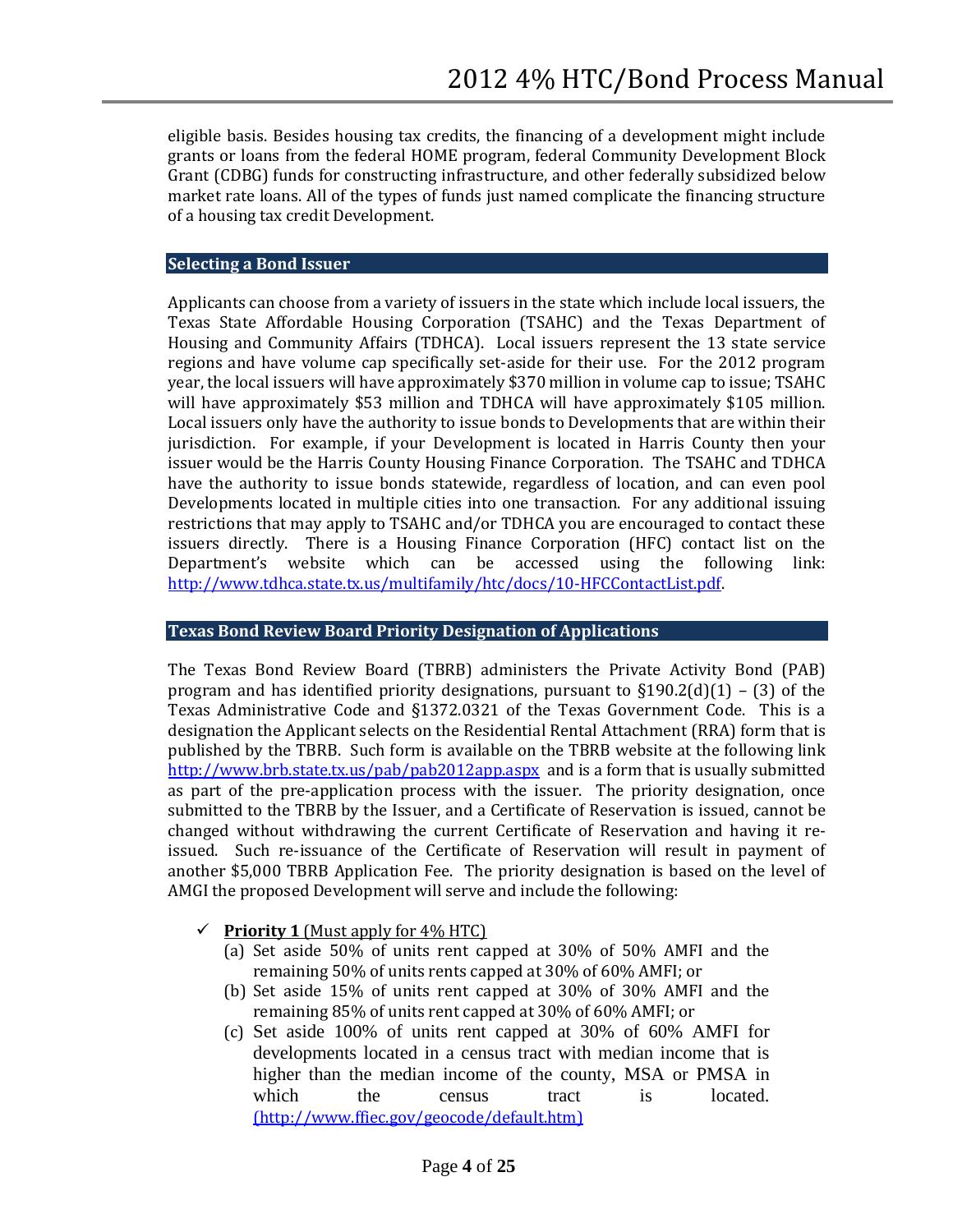eligible basis. Besides housing tax credits, the financing of a development might include grants or loans from the federal HOME program, federal Community Development Block Grant (CDBG) funds for constructing infrastructure, and other federally subsidized below market rate loans. All of the types of funds just named complicate the financing structure of a housing tax credit Development.

## Selecting a Bond Issuer

Applicants can choose from a variety of issuers in the state which include local issuers, the Texas State Affordable Housing Corporation (TSAHC) and the Texas Department of Housing and Community Affairs (TDHCA). Local issuers represent the 13 state service regions and have volume cap specifically set-aside for their use. For the 2012 program year, the local issuers will have approximately $370 million in volume cap to issue; TSAHC will have approximately $53 million and TDHCA will have approximately $105 million. Local issuers only have the authority to issue bonds to Developments that are within their jurisdiction. For example, if your Development is located in Harris County then your issuer would be the Harris County Housing Finance Corporation. The TSAHC and TDHCA have the authority to issue bonds statewide, regardless of location, and can even pool Developments located in multiple cities into one transaction. For any additional issuing restrictions that may apply to TSAHC and/or TDHCA you are encouraged to contact these issuers directly. There is a Housing Finance Corporation (HFC) contact list on the Department's website which can be accessed using the following link: http://www.tdhca.state.tx.us/multifamily/htc/docs/10-HFCContactList.pdf.

## Texas Bond Review Board Priority Designation of Applications

The Texas Bond Review Board (TBRB) administers the Private Activity Bond (PAB) program and has identified priority designations, pursuant to §190.2(d)(1) – (3) of the Texas Administrative Code and §1372.0321 of the Texas Government Code. This is a designation the Applicant selects on the Residential Rental Attachment (RRA) form that is published by the TBRB. Such form is available on the TBRB website at the following link http://www.brb.state.tx.us/pab/pab2012app.aspx and is a form that is usually submitted as part of the pre-application process with the issuer. The priority designation, once submitted to the TBRB by the Issuer, and a Certificate of Reservation is issued, cannot be changed without withdrawing the current Certificate of Reservation and having it re-issued. Such re-issuance of the Certificate of Reservation will result in payment of another $5,000 TBRB Application Fee. The priority designation is based on the level of AMGI the proposed Development will serve and include the following:

- ✓ **Priority 1** (Must apply for 4% HTC)
  - (a) Set aside 50% of units rent capped at 30% of 50% AMFI and the remaining 50% of units rents capped at 30% of 60% AMFI; or
  - (b) Set aside 15% of units rent capped at 30% of 30% AMFI and the remaining 85% of units rent capped at 30% of 60% AMFI; or
  - (c) Set aside 100% of units rent capped at 30% of 60% AMFI for developments located in a census tract with median income that is higher than the median income of the county, MSA or PMSA in which the census tract is located. (http://www.ffiec.gov/geocode/default.htm)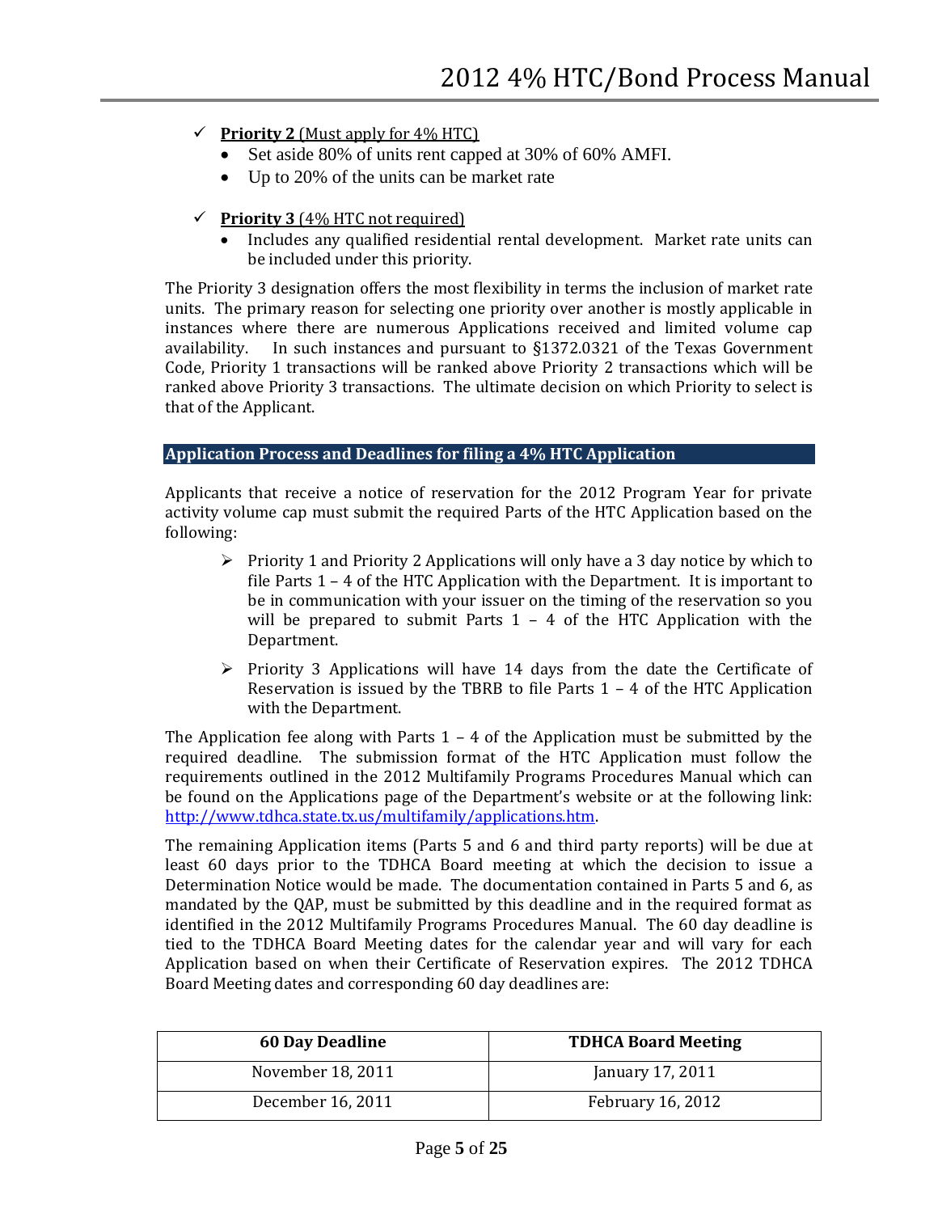- ✓ **Priority 2** (Must apply for 4% HTC)
  - Set aside 80% of units rent capped at 30% of 60% AMFI.
  - Up to 20% of the units can be market rate

- ✓ **Priority 3** (4% HTC not required)
  - Includes any qualified residential rental development. Market rate units can be included under this priority.

The Priority 3 designation offers the most flexibility in terms the inclusion of market rate units. The primary reason for selecting one priority over another is mostly applicable in instances where there are numerous Applications received and limited volume cap availability. In such instances and pursuant to §1372.0321 of the Texas Government Code, Priority 1 transactions will be ranked above Priority 2 transactions which will be ranked above Priority 3 transactions. The ultimate decision on which Priority to select is that of the Applicant.

## Application Process and Deadlines for filing a 4% HTC Application

Applicants that receive a notice of reservation for the 2012 Program Year for private activity volume cap must submit the required Parts of the HTC Application based on the following:

- Priority 1 and Priority 2 Applications will only have a 3 day notice by which to file Parts 1 – 4 of the HTC Application with the Department. It is important to be in communication with your issuer on the timing of the reservation so you will be prepared to submit Parts 1 – 4 of the HTC Application with the Department.

- Priority 3 Applications will have 14 days from the date the Certificate of Reservation is issued by the TBRB to file Parts 1 – 4 of the HTC Application with the Department.

The Application fee along with Parts 1 – 4 of the Application must be submitted by the required deadline. The submission format of the HTC Application must follow the requirements outlined in the 2012 Multifamily Programs Procedures Manual which can be found on the Applications page of the Department's website or at the following link: http://www.tdhca.state.tx.us/multifamily/applications.htm.

The remaining Application items (Parts 5 and 6 and third party reports) will be due at least 60 days prior to the TDHCA Board meeting at which the decision to issue a Determination Notice would be made. The documentation contained in Parts 5 and 6, as mandated by the QAP, must be submitted by this deadline and in the required format as identified in the 2012 Multifamily Programs Procedures Manual. The 60 day deadline is tied to the TDHCA Board Meeting dates for the calendar year and will vary for each Application based on when their Certificate of Reservation expires. The 2012 TDHCA Board Meeting dates and corresponding 60 day deadlines are:

| 60 Day Deadline | TDHCA Board Meeting |
|---|---|
| November 18, 2011 | January 17, 2011 |
| December 16, 2011 | February 16, 2012 |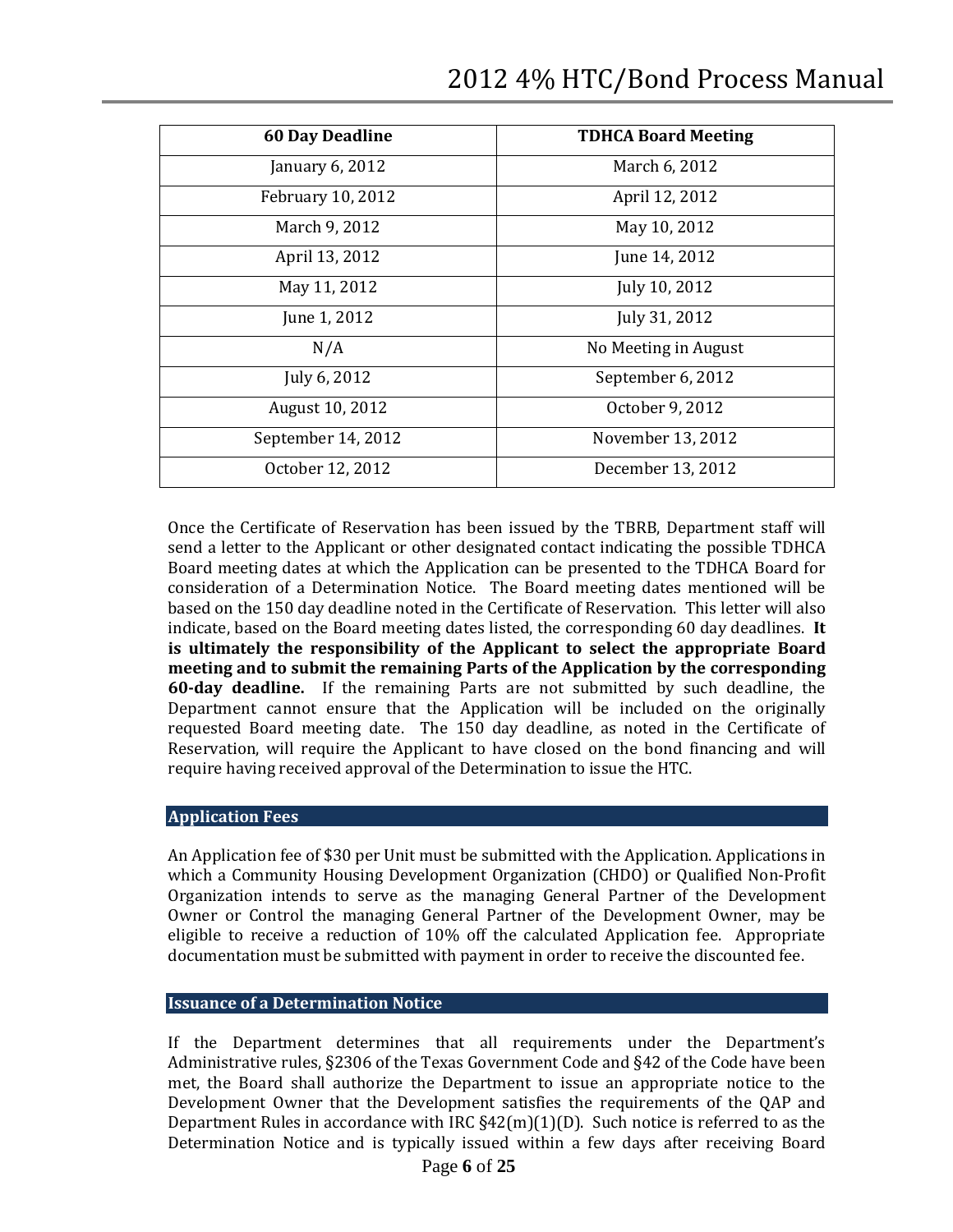| 60 Day Deadline | TDHCA Board Meeting |
| --- | --- |
| January 6, 2012 | March 6, 2012 |
| February 10, 2012 | April 12, 2012 |
| March 9, 2012 | May 10, 2012 |
| April 13, 2012 | June 14, 2012 |
| May 11, 2012 | July 10, 2012 |
| June 1, 2012 | July 31, 2012 |
| N/A | No Meeting in August |
| July 6, 2012 | September 6, 2012 |
| August 10, 2012 | October 9, 2012 |
| September 14, 2012 | November 13, 2012 |
| October 12, 2012 | December 13, 2012 |

Once the Certificate of Reservation has been issued by the TBRB, Department staff will send a letter to the Applicant or other designated contact indicating the possible TDHCA Board meeting dates at which the Application can be presented to the TDHCA Board for consideration of a Determination Notice. The Board meeting dates mentioned will be based on the 150 day deadline noted in the Certificate of Reservation. This letter will also indicate, based on the Board meeting dates listed, the corresponding 60 day deadlines. **It is ultimately the responsibility of the Applicant to select the appropriate Board meeting and to submit the remaining Parts of the Application by the corresponding 60-day deadline.** If the remaining Parts are not submitted by such deadline, the Department cannot ensure that the Application will be included on the originally requested Board meeting date. The 150 day deadline, as noted in the Certificate of Reservation, will require the Applicant to have closed on the bond financing and will require having received approval of the Determination to issue the HTC.

## Application Fees

An Application fee of $30 per Unit must be submitted with the Application. Applications in which a Community Housing Development Organization (CHDO) or Qualified Non-Profit Organization intends to serve as the managing General Partner of the Development Owner or Control the managing General Partner of the Development Owner, may be eligible to receive a reduction of 10% off the calculated Application fee. Appropriate documentation must be submitted with payment in order to receive the discounted fee.

## Issuance of a Determination Notice

If the Department determines that all requirements under the Department's Administrative rules, §2306 of the Texas Government Code and §42 of the Code have been met, the Board shall authorize the Department to issue an appropriate notice to the Development Owner that the Development satisfies the requirements of the QAP and Department Rules in accordance with IRC §42(m)(1)(D). Such notice is referred to as the Determination Notice and is typically issued within a few days after receiving Board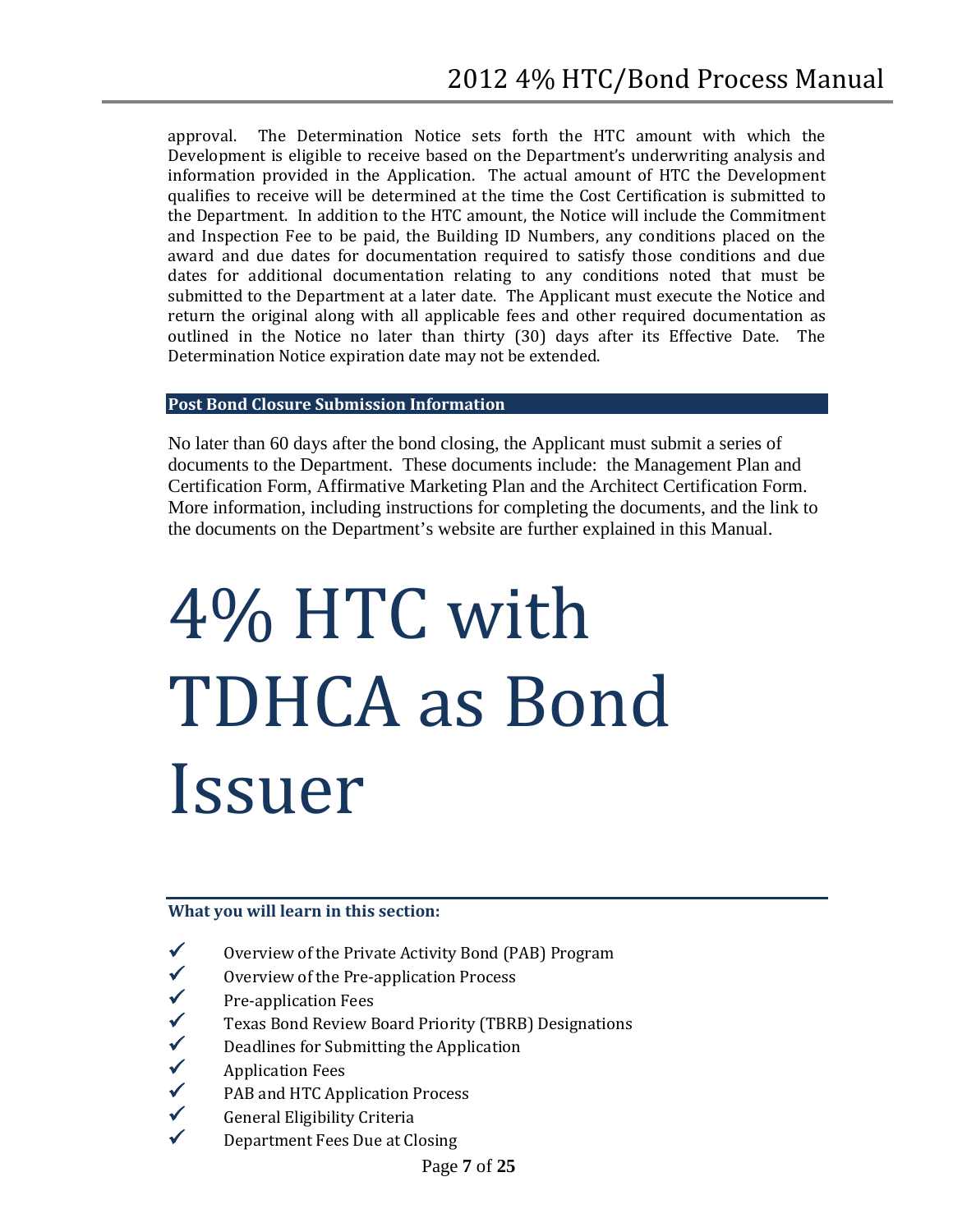approval. The Determination Notice sets forth the HTC amount with which the Development is eligible to receive based on the Department's underwriting analysis and information provided in the Application. The actual amount of HTC the Development qualifies to receive will be determined at the time the Cost Certification is submitted to the Department. In addition to the HTC amount, the Notice will include the Commitment and Inspection Fee to be paid, the Building ID Numbers, any conditions placed on the award and due dates for documentation required to satisfy those conditions and due dates for additional documentation relating to any conditions noted that must be submitted to the Department at a later date. The Applicant must execute the Notice and return the original along with all applicable fees and other required documentation as outlined in the Notice no later than thirty (30) days after its Effective Date. The Determination Notice expiration date may not be extended.

### Post Bond Closure Submission Information

No later than 60 days after the bond closing, the Applicant must submit a series of documents to the Department. These documents include: the Management Plan and Certification Form, Affirmative Marketing Plan and the Architect Certification Form. More information, including instructions for completing the documents, and the link to the documents on the Department's website are further explained in this Manual.

# 4% HTC with TDHCA as Bond Issuer

**What you will learn in this section:**

- ✓ Overview of the Private Activity Bond (PAB) Program
- ✓ Overview of the Pre-application Process
- ✓ Pre-application Fees
- ✓ Texas Bond Review Board Priority (TBRB) Designations
- ✓ Deadlines for Submitting the Application
- ✓ Application Fees
- ✓ PAB and HTC Application Process
- ✓ General Eligibility Criteria
- ✓ Department Fees Due at Closing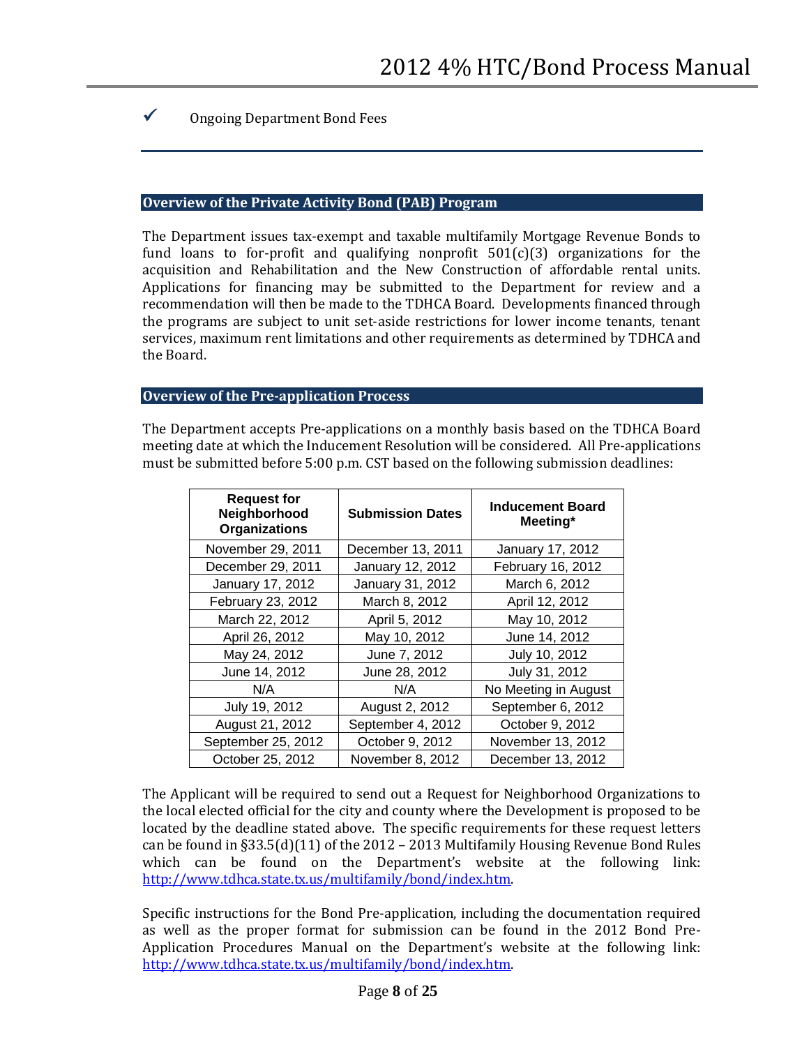✓ Ongoing Department Bond Fees

## Overview of the Private Activity Bond (PAB) Program

The Department issues tax-exempt and taxable multifamily Mortgage Revenue Bonds to fund loans to for-profit and qualifying nonprofit 501(c)(3) organizations for the acquisition and Rehabilitation and the New Construction of affordable rental units. Applications for financing may be submitted to the Department for review and a recommendation will then be made to the TDHCA Board. Developments financed through the programs are subject to unit set-aside restrictions for lower income tenants, tenant services, maximum rent limitations and other requirements as determined by TDHCA and the Board.

## Overview of the Pre-application Process

The Department accepts Pre-applications on a monthly basis based on the TDHCA Board meeting date at which the Inducement Resolution will be considered. All Pre-applications must be submitted before 5:00 p.m. CST based on the following submission deadlines:

| Request for Neighborhood Organizations | Submission Dates | Inducement Board Meeting* |
|---|---|---|
| November 29, 2011 | December 13, 2011 | January 17, 2012 |
| December 29, 2011 | January 12, 2012 | February 16, 2012 |
| January 17, 2012 | January 31, 2012 | March 6, 2012 |
| February 23, 2012 | March 8, 2012 | April 12, 2012 |
| March 22, 2012 | April 5, 2012 | May 10, 2012 |
| April 26, 2012 | May 10, 2012 | June 14, 2012 |
| May 24, 2012 | June 7, 2012 | July 10, 2012 |
| June 14, 2012 | June 28, 2012 | July 31, 2012 |
| N/A | N/A | No Meeting in August |
| July 19, 2012 | August 2, 2012 | September 6, 2012 |
| August 21, 2012 | September 4, 2012 | October 9, 2012 |
| September 25, 2012 | October 9, 2012 | November 13, 2012 |
| October 25, 2012 | November 8, 2012 | December 13, 2012 |

The Applicant will be required to send out a Request for Neighborhood Organizations to the local elected official for the city and county where the Development is proposed to be located by the deadline stated above. The specific requirements for these request letters can be found in §33.5(d)(11) of the 2012 – 2013 Multifamily Housing Revenue Bond Rules which can be found on the Department's website at the following link: http://www.tdhca.state.tx.us/multifamily/bond/index.htm.

Specific instructions for the Bond Pre-application, including the documentation required as well as the proper format for submission can be found in the 2012 Bond Pre-Application Procedures Manual on the Department's website at the following link: http://www.tdhca.state.tx.us/multifamily/bond/index.htm.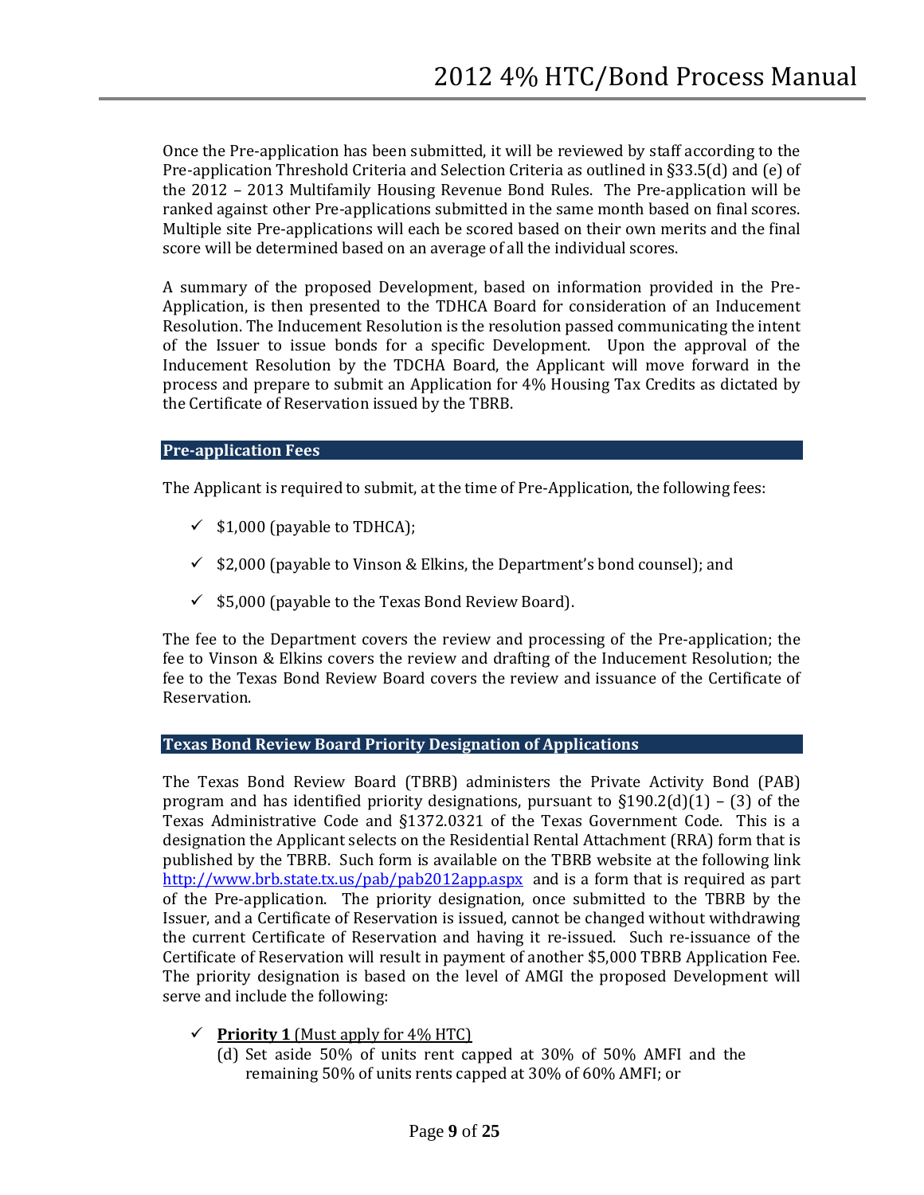Once the Pre-application has been submitted, it will be reviewed by staff according to the Pre-application Threshold Criteria and Selection Criteria as outlined in §33.5(d) and (e) of the 2012 – 2013 Multifamily Housing Revenue Bond Rules. The Pre-application will be ranked against other Pre-applications submitted in the same month based on final scores. Multiple site Pre-applications will each be scored based on their own merits and the final score will be determined based on an average of all the individual scores.

A summary of the proposed Development, based on information provided in the Pre-Application, is then presented to the TDHCA Board for consideration of an Inducement Resolution. The Inducement Resolution is the resolution passed communicating the intent of the Issuer to issue bonds for a specific Development. Upon the approval of the Inducement Resolution by the TDCHA Board, the Applicant will move forward in the process and prepare to submit an Application for 4% Housing Tax Credits as dictated by the Certificate of Reservation issued by the TBRB.

## Pre-application Fees

The Applicant is required to submit, at the time of Pre-Application, the following fees:

- ✓ $1,000 (payable to TDHCA);
- ✓ $2,000 (payable to Vinson & Elkins, the Department's bond counsel); and
- ✓ $5,000 (payable to the Texas Bond Review Board).

The fee to the Department covers the review and processing of the Pre-application; the fee to Vinson & Elkins covers the review and drafting of the Inducement Resolution; the fee to the Texas Bond Review Board covers the review and issuance of the Certificate of Reservation.

## Texas Bond Review Board Priority Designation of Applications

The Texas Bond Review Board (TBRB) administers the Private Activity Bond (PAB) program and has identified priority designations, pursuant to §190.2(d)(1) – (3) of the Texas Administrative Code and §1372.0321 of the Texas Government Code. This is a designation the Applicant selects on the Residential Rental Attachment (RRA) form that is published by the TBRB. Such form is available on the TBRB website at the following link http://www.brb.state.tx.us/pab/pab2012app.aspx and is a form that is required as part of the Pre-application. The priority designation, once submitted to the TBRB by the Issuer, and a Certificate of Reservation is issued, cannot be changed without withdrawing the current Certificate of Reservation and having it re-issued. Such re-issuance of the Certificate of Reservation will result in payment of another $5,000 TBRB Application Fee. The priority designation is based on the level of AMGI the proposed Development will serve and include the following:

- ✓ **<u>Priority 1</u>** <u>(Must apply for 4% HTC)</u>
  (d) Set aside 50% of units rent capped at 30% of 50% AMFI and the remaining 50% of units rents capped at 30% of 60% AMFI; or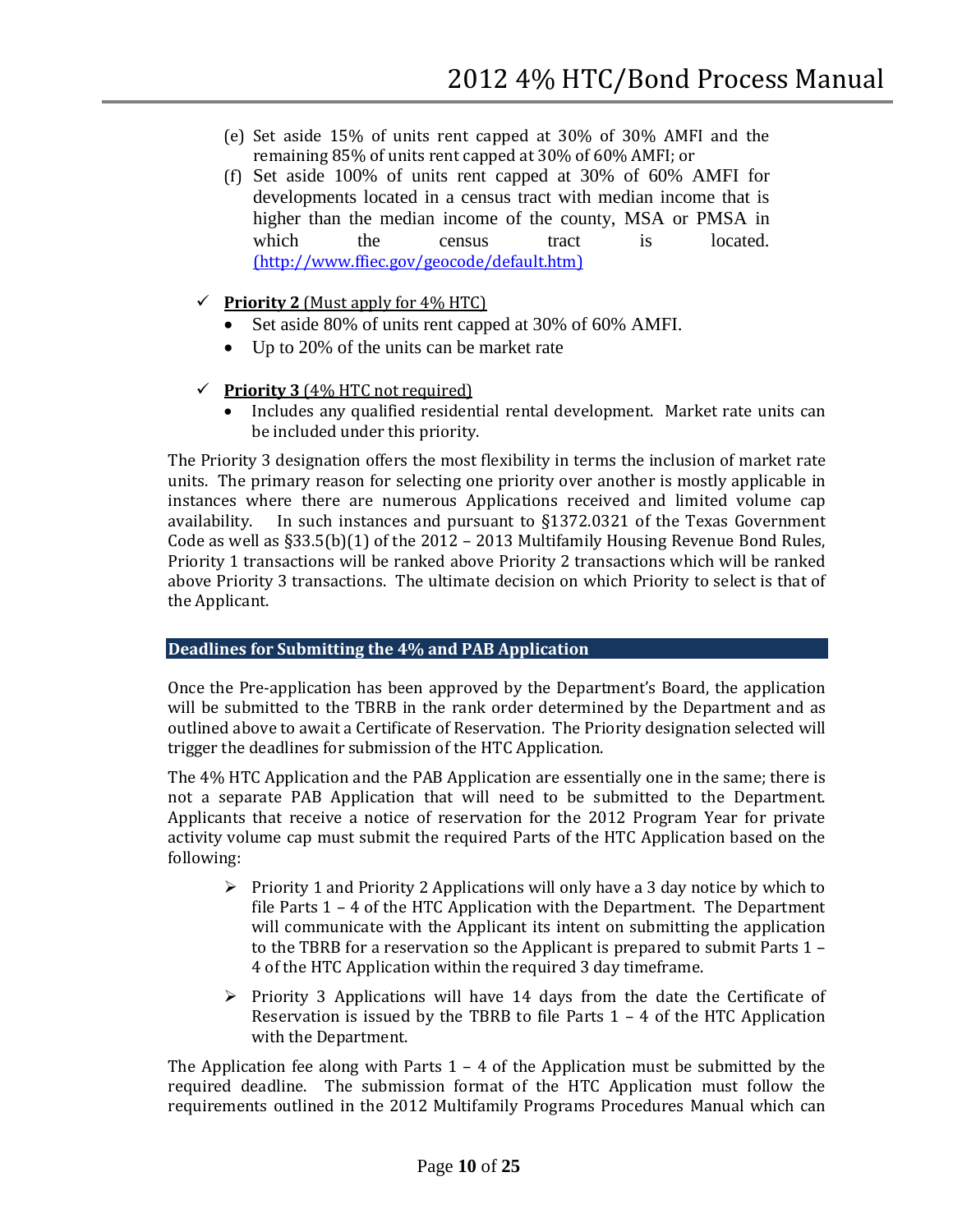(e) Set aside 15% of units rent capped at 30% of 30% AMFI and the remaining 85% of units rent capped at 30% of 60% AMFI; or

(f) Set aside 100% of units rent capped at 30% of 60% AMFI for developments located in a census tract with median income that is higher than the median income of the county, MSA or PMSA in which the census tract is located. (http://www.ffiec.gov/geocode/default.htm)

✓ **Priority 2** (Must apply for 4% HTC)
- Set aside 80% of units rent capped at 30% of 60% AMFI.
- Up to 20% of the units can be market rate

✓ **Priority 3** (4% HTC not required)
- Includes any qualified residential rental development. Market rate units can be included under this priority.

The Priority 3 designation offers the most flexibility in terms the inclusion of market rate units. The primary reason for selecting one priority over another is mostly applicable in instances where there are numerous Applications received and limited volume cap availability. In such instances and pursuant to §1372.0321 of the Texas Government Code as well as §33.5(b)(1) of the 2012 – 2013 Multifamily Housing Revenue Bond Rules, Priority 1 transactions will be ranked above Priority 2 transactions which will be ranked above Priority 3 transactions. The ultimate decision on which Priority to select is that of the Applicant.

## Deadlines for Submitting the 4% and PAB Application

Once the Pre-application has been approved by the Department's Board, the application will be submitted to the TBRB in the rank order determined by the Department and as outlined above to await a Certificate of Reservation. The Priority designation selected will trigger the deadlines for submission of the HTC Application.

The 4% HTC Application and the PAB Application are essentially one in the same; there is not a separate PAB Application that will need to be submitted to the Department. Applicants that receive a notice of reservation for the 2012 Program Year for private activity volume cap must submit the required Parts of the HTC Application based on the following:

- Priority 1 and Priority 2 Applications will only have a 3 day notice by which to file Parts 1 – 4 of the HTC Application with the Department. The Department will communicate with the Applicant its intent on submitting the application to the TBRB for a reservation so the Applicant is prepared to submit Parts 1 – 4 of the HTC Application within the required 3 day timeframe.

- Priority 3 Applications will have 14 days from the date the Certificate of Reservation is issued by the TBRB to file Parts 1 – 4 of the HTC Application with the Department.

The Application fee along with Parts 1 – 4 of the Application must be submitted by the required deadline. The submission format of the HTC Application must follow the requirements outlined in the 2012 Multifamily Programs Procedures Manual which can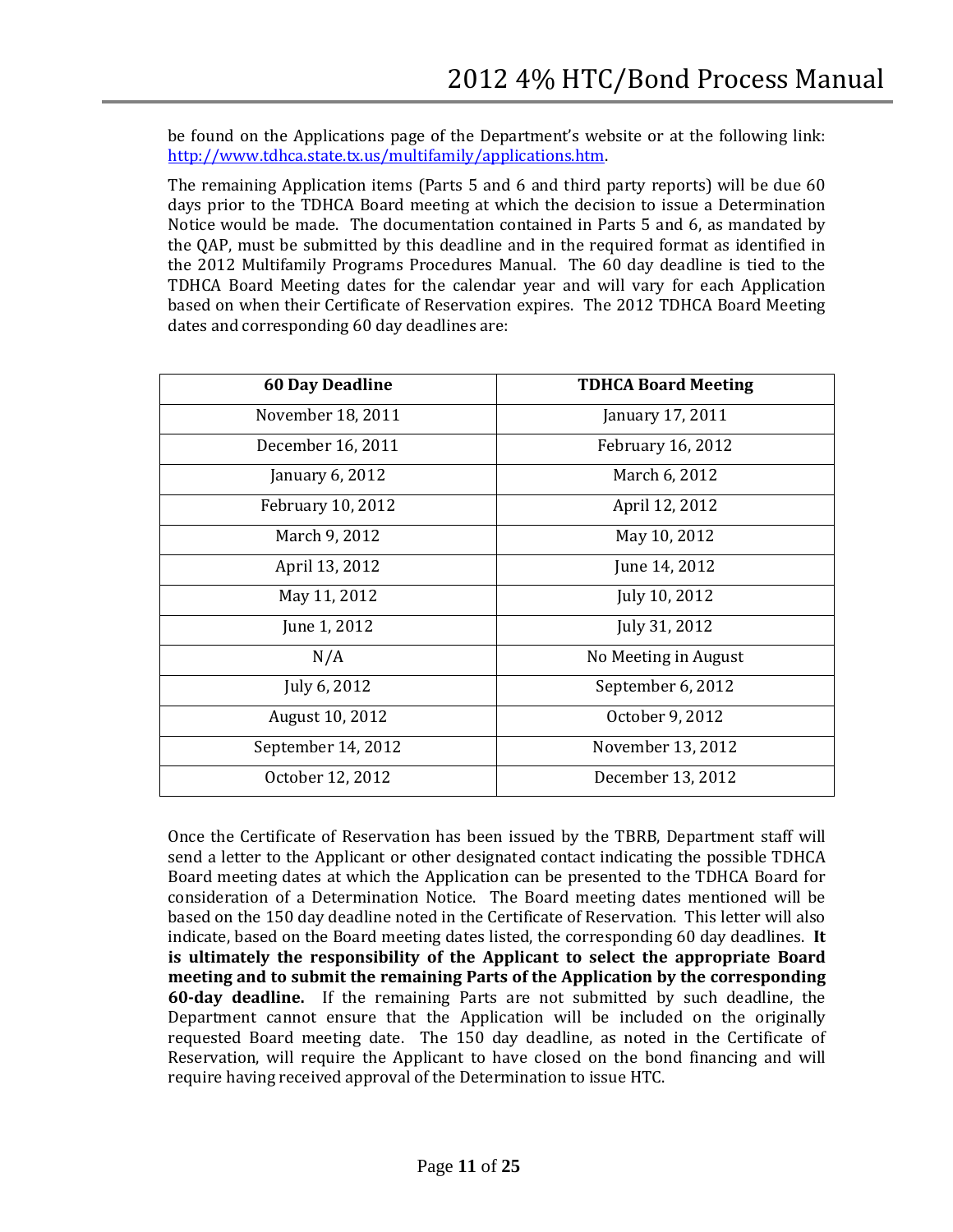be found on the Applications page of the Department's website or at the following link: [http://www.tdhca.state.tx.us/multifamily/applications.htm](http://www.tdhca.state.tx.us/multifamily/applications.htm).

The remaining Application items (Parts 5 and 6 and third party reports) will be due 60 days prior to the TDHCA Board meeting at which the decision to issue a Determination Notice would be made. The documentation contained in Parts 5 and 6, as mandated by the QAP, must be submitted by this deadline and in the required format as identified in the 2012 Multifamily Programs Procedures Manual. The 60 day deadline is tied to the TDHCA Board Meeting dates for the calendar year and will vary for each Application based on when their Certificate of Reservation expires. The 2012 TDHCA Board Meeting dates and corresponding 60 day deadlines are:

| 60 Day Deadline | TDHCA Board Meeting |
|---|---|
| November 18, 2011 | January 17, 2011 |
| December 16, 2011 | February 16, 2012 |
| January 6, 2012 | March 6, 2012 |
| February 10, 2012 | April 12, 2012 |
| March 9, 2012 | May 10, 2012 |
| April 13, 2012 | June 14, 2012 |
| May 11, 2012 | July 10, 2012 |
| June 1, 2012 | July 31, 2012 |
| N/A | No Meeting in August |
| July 6, 2012 | September 6, 2012 |
| August 10, 2012 | October 9, 2012 |
| September 14, 2012 | November 13, 2012 |
| October 12, 2012 | December 13, 2012 |

Once the Certificate of Reservation has been issued by the TBRB, Department staff will send a letter to the Applicant or other designated contact indicating the possible TDHCA Board meeting dates at which the Application can be presented to the TDHCA Board for consideration of a Determination Notice. The Board meeting dates mentioned will be based on the 150 day deadline noted in the Certificate of Reservation. This letter will also indicate, based on the Board meeting dates listed, the corresponding 60 day deadlines. **It is ultimately the responsibility of the Applicant to select the appropriate Board meeting and to submit the remaining Parts of the Application by the corresponding 60-day deadline.** If the remaining Parts are not submitted by such deadline, the Department cannot ensure that the Application will be included on the originally requested Board meeting date. The 150 day deadline, as noted in the Certificate of Reservation, will require the Applicant to have closed on the bond financing and will require having received approval of the Determination to issue HTC.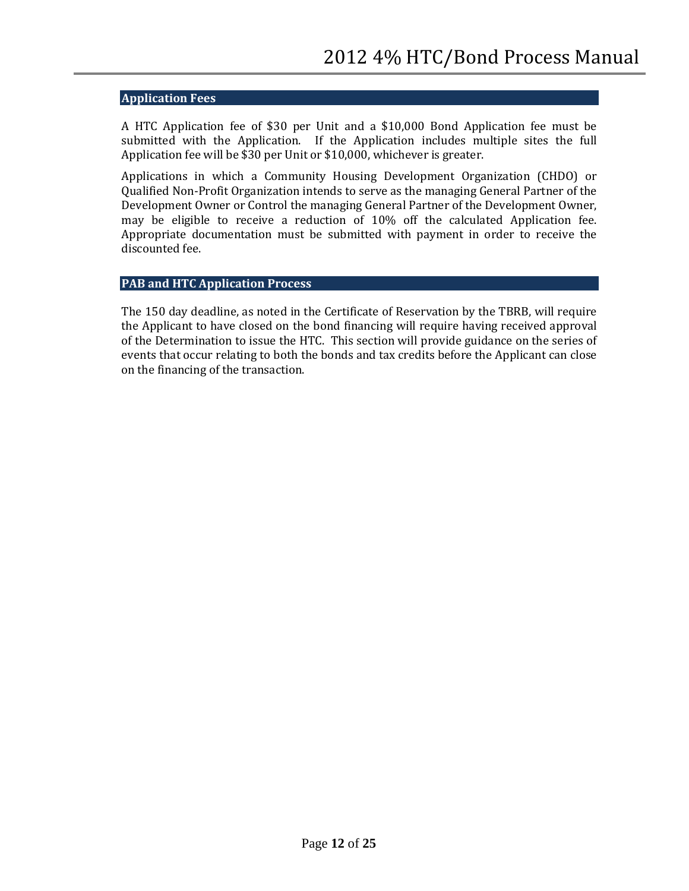## Application Fees

A HTC Application fee of $30 per Unit and a $10,000 Bond Application fee must be submitted with the Application. If the Application includes multiple sites the full Application fee will be $30 per Unit or $10,000, whichever is greater.

Applications in which a Community Housing Development Organization (CHDO) or Qualified Non-Profit Organization intends to serve as the managing General Partner of the Development Owner or Control the managing General Partner of the Development Owner, may be eligible to receive a reduction of 10% off the calculated Application fee. Appropriate documentation must be submitted with payment in order to receive the discounted fee.

## PAB and HTC Application Process

The 150 day deadline, as noted in the Certificate of Reservation by the TBRB, will require the Applicant to have closed on the bond financing will require having received approval of the Determination to issue the HTC. This section will provide guidance on the series of events that occur relating to both the bonds and tax credits before the Applicant can close on the financing of the transaction.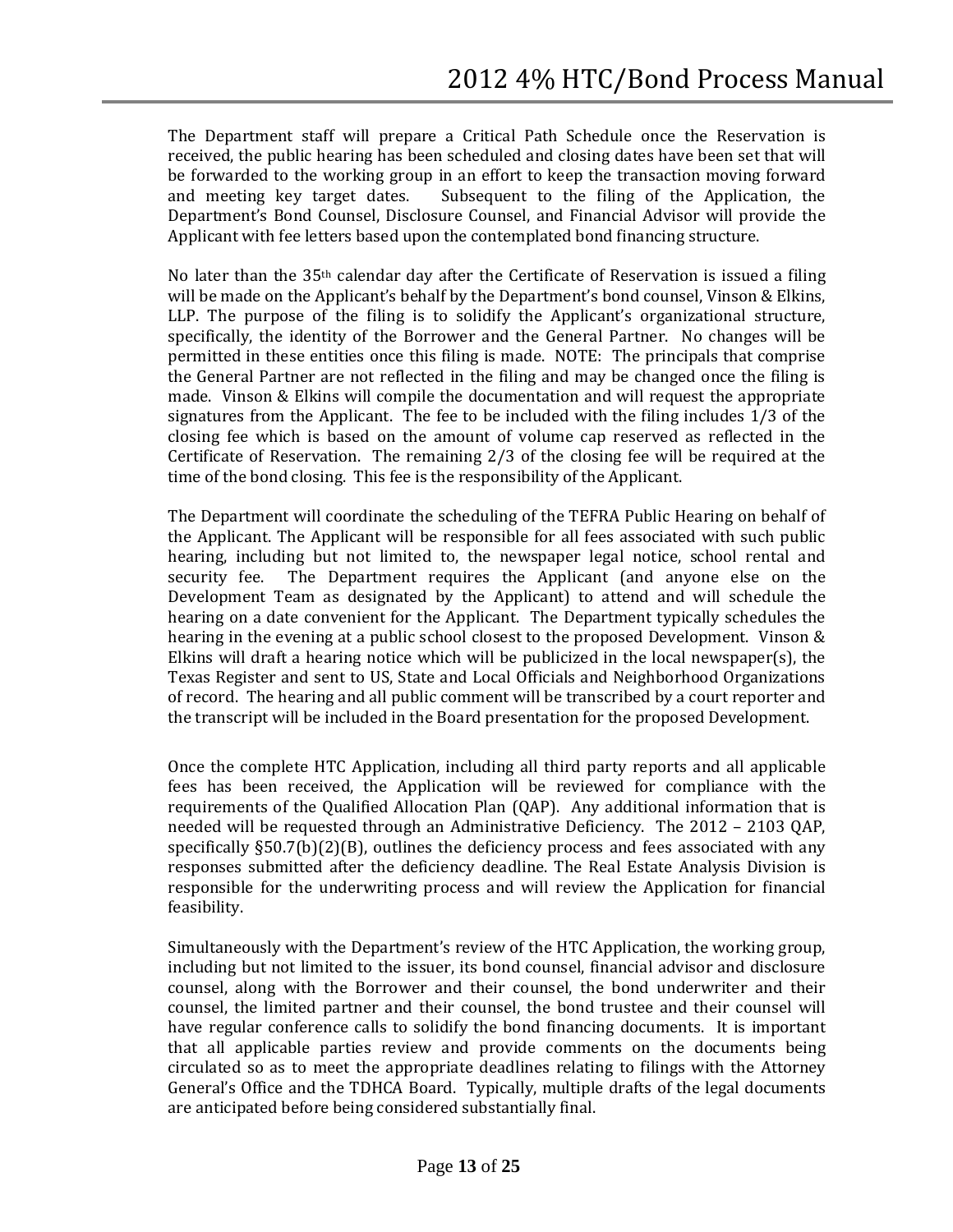The Department staff will prepare a Critical Path Schedule once the Reservation is received, the public hearing has been scheduled and closing dates have been set that will be forwarded to the working group in an effort to keep the transaction moving forward and meeting key target dates. Subsequent to the filing of the Application, the Department's Bond Counsel, Disclosure Counsel, and Financial Advisor will provide the Applicant with fee letters based upon the contemplated bond financing structure.

No later than the 35th calendar day after the Certificate of Reservation is issued a filing will be made on the Applicant's behalf by the Department's bond counsel, Vinson & Elkins, LLP. The purpose of the filing is to solidify the Applicant's organizational structure, specifically, the identity of the Borrower and the General Partner. No changes will be permitted in these entities once this filing is made. NOTE: The principals that comprise the General Partner are not reflected in the filing and may be changed once the filing is made. Vinson & Elkins will compile the documentation and will request the appropriate signatures from the Applicant. The fee to be included with the filing includes 1/3 of the closing fee which is based on the amount of volume cap reserved as reflected in the Certificate of Reservation. The remaining 2/3 of the closing fee will be required at the time of the bond closing. This fee is the responsibility of the Applicant.

The Department will coordinate the scheduling of the TEFRA Public Hearing on behalf of the Applicant. The Applicant will be responsible for all fees associated with such public hearing, including but not limited to, the newspaper legal notice, school rental and security fee. The Department requires the Applicant (and anyone else on the Development Team as designated by the Applicant) to attend and will schedule the hearing on a date convenient for the Applicant. The Department typically schedules the hearing in the evening at a public school closest to the proposed Development. Vinson & Elkins will draft a hearing notice which will be publicized in the local newspaper(s), the Texas Register and sent to US, State and Local Officials and Neighborhood Organizations of record. The hearing and all public comment will be transcribed by a court reporter and the transcript will be included in the Board presentation for the proposed Development.

Once the complete HTC Application, including all third party reports and all applicable fees has been received, the Application will be reviewed for compliance with the requirements of the Qualified Allocation Plan (QAP). Any additional information that is needed will be requested through an Administrative Deficiency. The 2012 – 2103 QAP, specifically §50.7(b)(2)(B), outlines the deficiency process and fees associated with any responses submitted after the deficiency deadline. The Real Estate Analysis Division is responsible for the underwriting process and will review the Application for financial feasibility.

Simultaneously with the Department's review of the HTC Application, the working group, including but not limited to the issuer, its bond counsel, financial advisor and disclosure counsel, along with the Borrower and their counsel, the bond underwriter and their counsel, the limited partner and their counsel, the bond trustee and their counsel will have regular conference calls to solidify the bond financing documents. It is important that all applicable parties review and provide comments on the documents being circulated so as to meet the appropriate deadlines relating to filings with the Attorney General's Office and the TDHCA Board. Typically, multiple drafts of the legal documents are anticipated before being considered substantially final.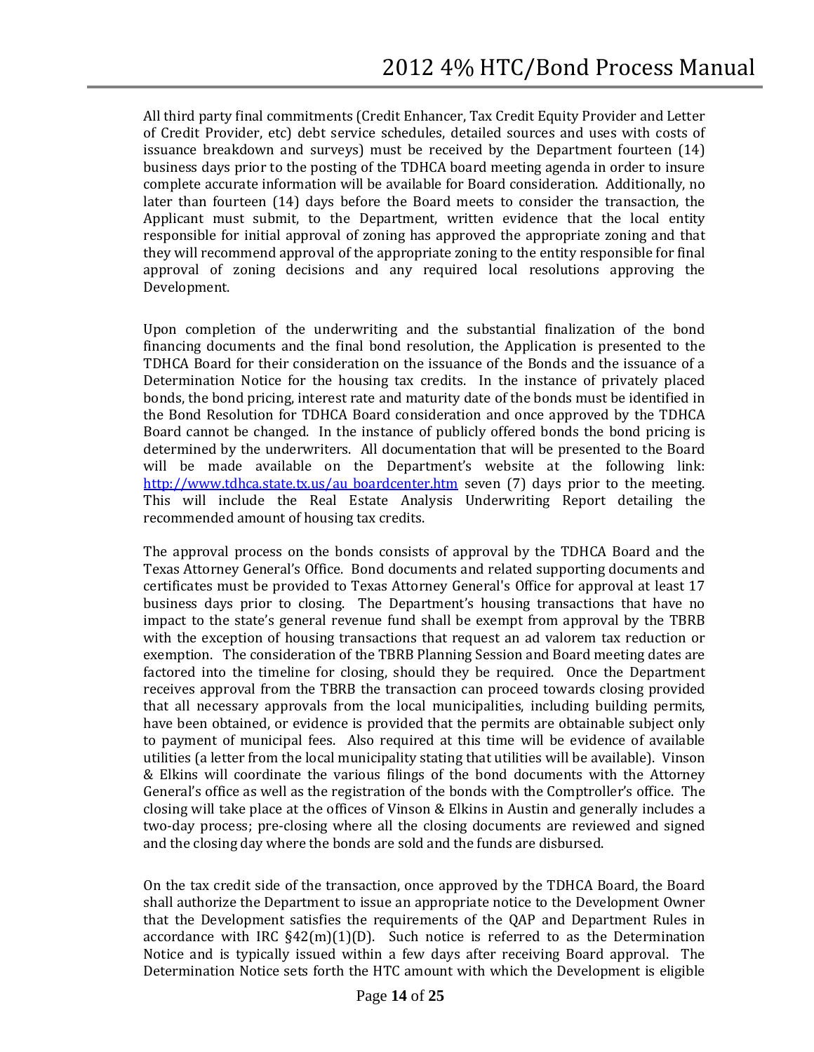All third party final commitments (Credit Enhancer, Tax Credit Equity Provider and Letter of Credit Provider, etc) debt service schedules, detailed sources and uses with costs of issuance breakdown and surveys) must be received by the Department fourteen (14) business days prior to the posting of the TDHCA board meeting agenda in order to insure complete accurate information will be available for Board consideration. Additionally, no later than fourteen (14) days before the Board meets to consider the transaction, the Applicant must submit, to the Department, written evidence that the local entity responsible for initial approval of zoning has approved the appropriate zoning and that they will recommend approval of the appropriate zoning to the entity responsible for final approval of zoning decisions and any required local resolutions approving the Development.

Upon completion of the underwriting and the substantial finalization of the bond financing documents and the final bond resolution, the Application is presented to the TDHCA Board for their consideration on the issuance of the Bonds and the issuance of a Determination Notice for the housing tax credits. In the instance of privately placed bonds, the bond pricing, interest rate and maturity date of the bonds must be identified in the Bond Resolution for TDHCA Board consideration and once approved by the TDHCA Board cannot be changed. In the instance of publicly offered bonds the bond pricing is determined by the underwriters. All documentation that will be presented to the Board will be made available on the Department's website at the following link: [http://www.tdhca.state.tx.us/au_boardcenter.htm](http://www.tdhca.state.tx.us/au_boardcenter.htm) seven (7) days prior to the meeting. This will include the Real Estate Analysis Underwriting Report detailing the recommended amount of housing tax credits.

The approval process on the bonds consists of approval by the TDHCA Board and the Texas Attorney General's Office. Bond documents and related supporting documents and certificates must be provided to Texas Attorney General's Office for approval at least 17 business days prior to closing. The Department's housing transactions that have no impact to the state's general revenue fund shall be exempt from approval by the TBRB with the exception of housing transactions that request an ad valorem tax reduction or exemption. The consideration of the TBRB Planning Session and Board meeting dates are factored into the timeline for closing, should they be required. Once the Department receives approval from the TBRB the transaction can proceed towards closing provided that all necessary approvals from the local municipalities, including building permits, have been obtained, or evidence is provided that the permits are obtainable subject only to payment of municipal fees. Also required at this time will be evidence of available utilities (a letter from the local municipality stating that utilities will be available). Vinson & Elkins will coordinate the various filings of the bond documents with the Attorney General's office as well as the registration of the bonds with the Comptroller's office. The closing will take place at the offices of Vinson & Elkins in Austin and generally includes a two-day process; pre-closing where all the closing documents are reviewed and signed and the closing day where the bonds are sold and the funds are disbursed.

On the tax credit side of the transaction, once approved by the TDHCA Board, the Board shall authorize the Department to issue an appropriate notice to the Development Owner that the Development satisfies the requirements of the QAP and Department Rules in accordance with IRC §42(m)(1)(D). Such notice is referred to as the Determination Notice and is typically issued within a few days after receiving Board approval. The Determination Notice sets forth the HTC amount with which the Development is eligible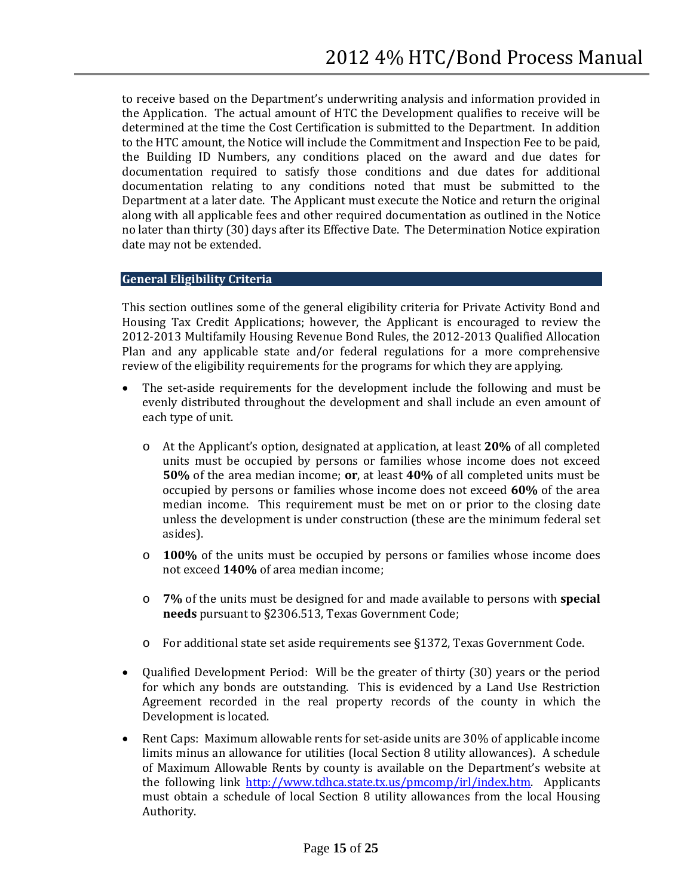to receive based on the Department's underwriting analysis and information provided in the Application. The actual amount of HTC the Development qualifies to receive will be determined at the time the Cost Certification is submitted to the Department. In addition to the HTC amount, the Notice will include the Commitment and Inspection Fee to be paid, the Building ID Numbers, any conditions placed on the award and due dates for documentation required to satisfy those conditions and due dates for additional documentation relating to any conditions noted that must be submitted to the Department at a later date. The Applicant must execute the Notice and return the original along with all applicable fees and other required documentation as outlined in the Notice no later than thirty (30) days after its Effective Date. The Determination Notice expiration date may not be extended.

## General Eligibility Criteria

This section outlines some of the general eligibility criteria for Private Activity Bond and Housing Tax Credit Applications; however, the Applicant is encouraged to review the 2012-2013 Multifamily Housing Revenue Bond Rules, the 2012-2013 Qualified Allocation Plan and any applicable state and/or federal regulations for a more comprehensive review of the eligibility requirements for the programs for which they are applying.

- The set-aside requirements for the development include the following and must be evenly distributed throughout the development and shall include an even amount of each type of unit.
  - At the Applicant's option, designated at application, at least **20%** of all completed units must be occupied by persons or families whose income does not exceed **50%** of the area median income; **or**, at least **40%** of all completed units must be occupied by persons or families whose income does not exceed **60%** of the area median income. This requirement must be met on or prior to the closing date unless the development is under construction (these are the minimum federal set asides).
  - **100%** of the units must be occupied by persons or families whose income does not exceed **140%** of area median income;
  - **7%** of the units must be designed for and made available to persons with **special needs** pursuant to §2306.513, Texas Government Code;
  - For additional state set aside requirements see §1372, Texas Government Code.
- Qualified Development Period: Will be the greater of thirty (30) years or the period for which any bonds are outstanding. This is evidenced by a Land Use Restriction Agreement recorded in the real property records of the county in which the Development is located.
- Rent Caps: Maximum allowable rents for set-aside units are 30% of applicable income limits minus an allowance for utilities (local Section 8 utility allowances). A schedule of Maximum Allowable Rents by county is available on the Department's website at the following link http://www.tdhca.state.tx.us/pmcomp/irl/index.htm. Applicants must obtain a schedule of local Section 8 utility allowances from the local Housing Authority.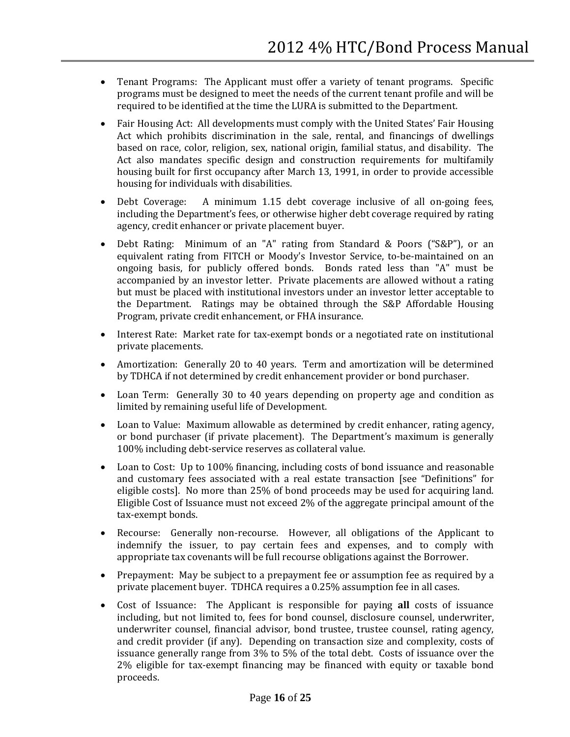- Tenant Programs: The Applicant must offer a variety of tenant programs. Specific programs must be designed to meet the needs of the current tenant profile and will be required to be identified at the time the LURA is submitted to the Department.
- Fair Housing Act: All developments must comply with the United States' Fair Housing Act which prohibits discrimination in the sale, rental, and financings of dwellings based on race, color, religion, sex, national origin, familial status, and disability. The Act also mandates specific design and construction requirements for multifamily housing built for first occupancy after March 13, 1991, in order to provide accessible housing for individuals with disabilities.
- Debt Coverage: A minimum 1.15 debt coverage inclusive of all on-going fees, including the Department's fees, or otherwise higher debt coverage required by rating agency, credit enhancer or private placement buyer.
- Debt Rating: Minimum of an "A" rating from Standard & Poors ("S&P"), or an equivalent rating from FITCH or Moody's Investor Service, to-be-maintained on an ongoing basis, for publicly offered bonds. Bonds rated less than "A" must be accompanied by an investor letter. Private placements are allowed without a rating but must be placed with institutional investors under an investor letter acceptable to the Department. Ratings may be obtained through the S&P Affordable Housing Program, private credit enhancement, or FHA insurance.
- Interest Rate: Market rate for tax-exempt bonds or a negotiated rate on institutional private placements.
- Amortization: Generally 20 to 40 years. Term and amortization will be determined by TDHCA if not determined by credit enhancement provider or bond purchaser.
- Loan Term: Generally 30 to 40 years depending on property age and condition as limited by remaining useful life of Development.
- Loan to Value: Maximum allowable as determined by credit enhancer, rating agency, or bond purchaser (if private placement). The Department's maximum is generally 100% including debt-service reserves as collateral value.
- Loan to Cost: Up to 100% financing, including costs of bond issuance and reasonable and customary fees associated with a real estate transaction [see "Definitions" for eligible costs]. No more than 25% of bond proceeds may be used for acquiring land. Eligible Cost of Issuance must not exceed 2% of the aggregate principal amount of the tax-exempt bonds.
- Recourse: Generally non-recourse. However, all obligations of the Applicant to indemnify the issuer, to pay certain fees and expenses, and to comply with appropriate tax covenants will be full recourse obligations against the Borrower.
- Prepayment: May be subject to a prepayment fee or assumption fee as required by a private placement buyer. TDHCA requires a 0.25% assumption fee in all cases.
- Cost of Issuance: The Applicant is responsible for paying **all** costs of issuance including, but not limited to, fees for bond counsel, disclosure counsel, underwriter, underwriter counsel, financial advisor, bond trustee, trustee counsel, rating agency, and credit provider (if any). Depending on transaction size and complexity, costs of issuance generally range from 3% to 5% of the total debt. Costs of issuance over the 2% eligible for tax-exempt financing may be financed with equity or taxable bond proceeds.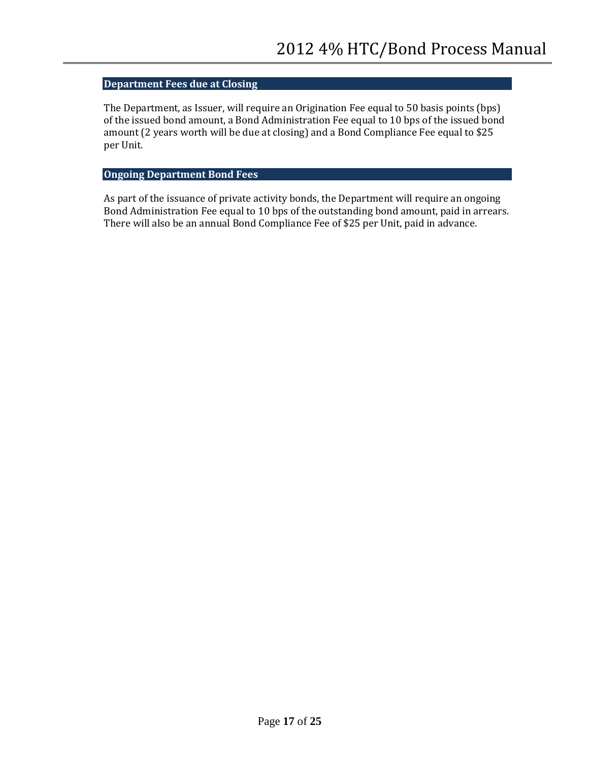## Department Fees due at Closing

The Department, as Issuer, will require an Origination Fee equal to 50 basis points (bps) of the issued bond amount, a Bond Administration Fee equal to 10 bps of the issued bond amount (2 years worth will be due at closing) and a Bond Compliance Fee equal to $25 per Unit.

## Ongoing Department Bond Fees

As part of the issuance of private activity bonds, the Department will require an ongoing Bond Administration Fee equal to 10 bps of the outstanding bond amount, paid in arrears. There will also be an annual Bond Compliance Fee of $25 per Unit, paid in advance.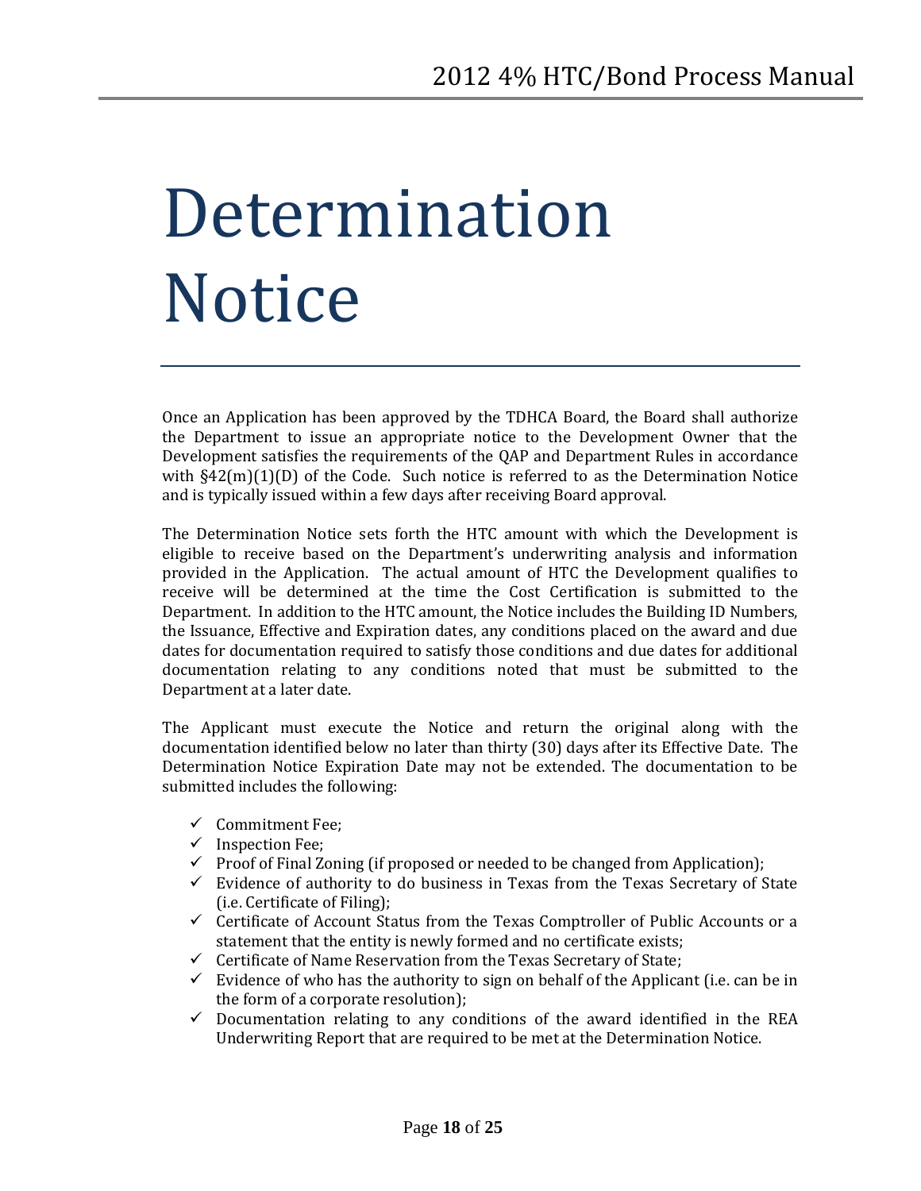# Determination Notice

Once an Application has been approved by the TDHCA Board, the Board shall authorize the Department to issue an appropriate notice to the Development Owner that the Development satisfies the requirements of the QAP and Department Rules in accordance with §42(m)(1)(D) of the Code. Such notice is referred to as the Determination Notice and is typically issued within a few days after receiving Board approval.

The Determination Notice sets forth the HTC amount with which the Development is eligible to receive based on the Department's underwriting analysis and information provided in the Application. The actual amount of HTC the Development qualifies to receive will be determined at the time the Cost Certification is submitted to the Department. In addition to the HTC amount, the Notice includes the Building ID Numbers, the Issuance, Effective and Expiration dates, any conditions placed on the award and due dates for documentation required to satisfy those conditions and due dates for additional documentation relating to any conditions noted that must be submitted to the Department at a later date.

The Applicant must execute the Notice and return the original along with the documentation identified below no later than thirty (30) days after its Effective Date. The Determination Notice Expiration Date may not be extended. The documentation to be submitted includes the following:

- ✓ Commitment Fee;
- ✓ Inspection Fee;
- ✓ Proof of Final Zoning (if proposed or needed to be changed from Application);
- ✓ Evidence of authority to do business in Texas from the Texas Secretary of State (i.e. Certificate of Filing);
- ✓ Certificate of Account Status from the Texas Comptroller of Public Accounts or a statement that the entity is newly formed and no certificate exists;
- ✓ Certificate of Name Reservation from the Texas Secretary of State;
- ✓ Evidence of who has the authority to sign on behalf of the Applicant (i.e. can be in the form of a corporate resolution);
- ✓ Documentation relating to any conditions of the award identified in the REA Underwriting Report that are required to be met at the Determination Notice.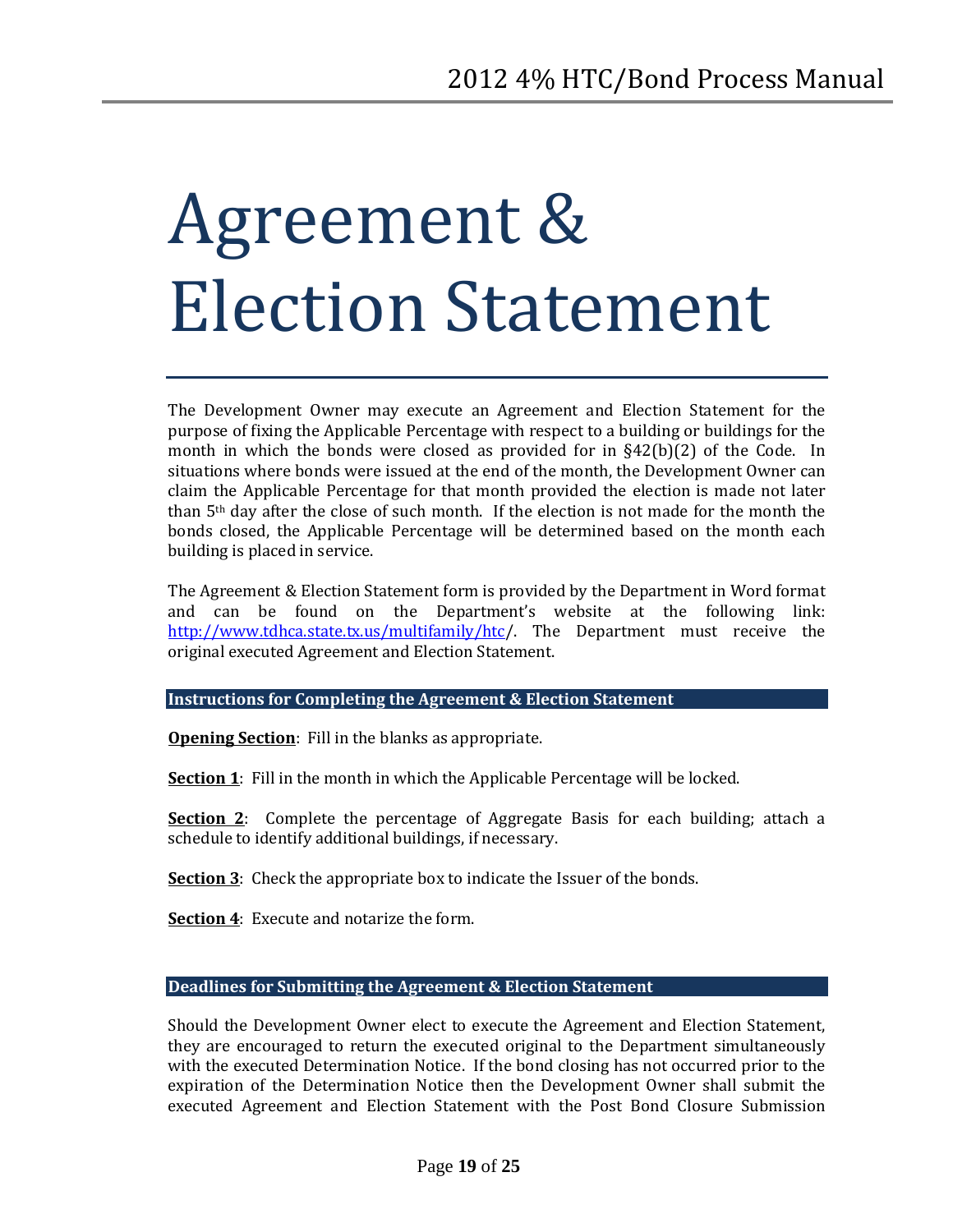# Agreement & Election Statement

The Development Owner may execute an Agreement and Election Statement for the purpose of fixing the Applicable Percentage with respect to a building or buildings for the month in which the bonds were closed as provided for in §42(b)(2) of the Code. In situations where bonds were issued at the end of the month, the Development Owner can claim the Applicable Percentage for that month provided the election is made not later than 5th day after the close of such month. If the election is not made for the month the bonds closed, the Applicable Percentage will be determined based on the month each building is placed in service.

The Agreement & Election Statement form is provided by the Department in Word format and can be found on the Department's website at the following link: http://www.tdhca.state.tx.us/multifamily/htc/. The Department must receive the original executed Agreement and Election Statement.

## Instructions for Completing the Agreement & Election Statement

**Opening Section**: Fill in the blanks as appropriate.

**Section 1**: Fill in the month in which the Applicable Percentage will be locked.

**Section 2**: Complete the percentage of Aggregate Basis for each building; attach a schedule to identify additional buildings, if necessary.

**Section 3**: Check the appropriate box to indicate the Issuer of the bonds.

**Section 4**: Execute and notarize the form.

## Deadlines for Submitting the Agreement & Election Statement

Should the Development Owner elect to execute the Agreement and Election Statement, they are encouraged to return the executed original to the Department simultaneously with the executed Determination Notice. If the bond closing has not occurred prior to the expiration of the Determination Notice then the Development Owner shall submit the executed Agreement and Election Statement with the Post Bond Closure Submission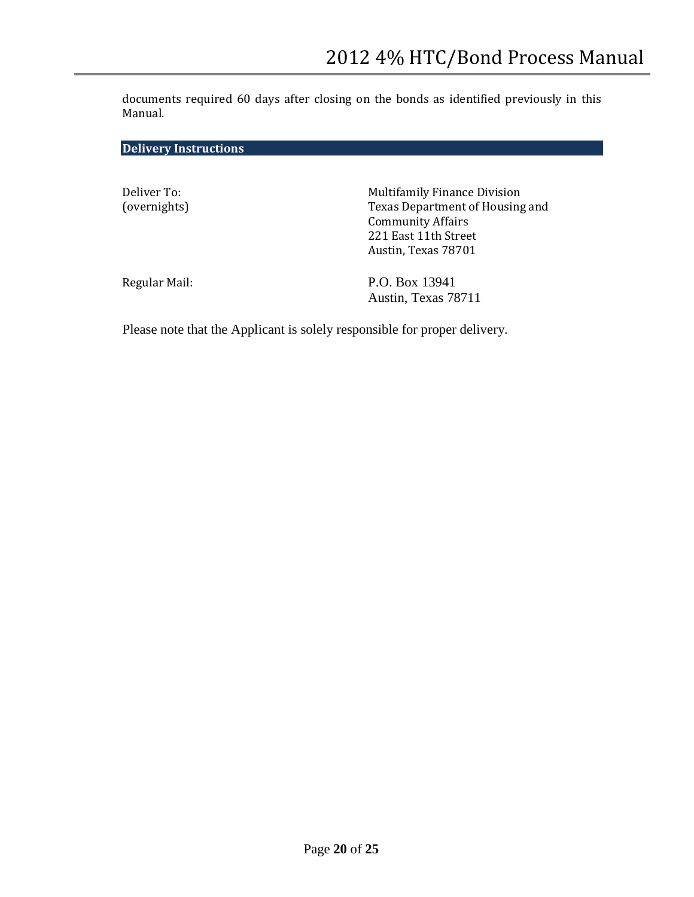documents required 60 days after closing on the bonds as identified previously in this Manual.

## Delivery Instructions

| | |
|---|---|
| Deliver To: (overnights) | Multifamily Finance Division<br>Texas Department of Housing and Community Affairs<br>221 East 11th Street<br>Austin, Texas 78701 |
| Regular Mail: | P.O. Box 13941<br>Austin, Texas 78711 |

Please note that the Applicant is solely responsible for proper delivery.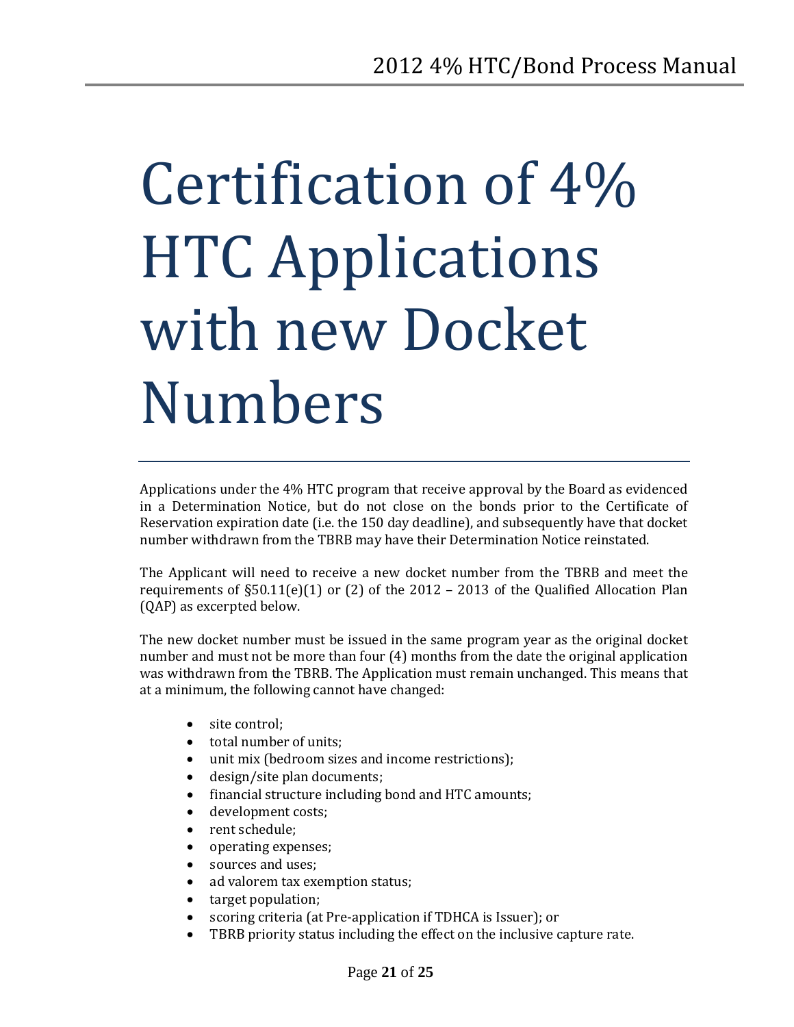# Certification of 4% HTC Applications with new Docket Numbers

Applications under the 4% HTC program that receive approval by the Board as evidenced in a Determination Notice, but do not close on the bonds prior to the Certificate of Reservation expiration date (i.e. the 150 day deadline), and subsequently have that docket number withdrawn from the TBRB may have their Determination Notice reinstated.

The Applicant will need to receive a new docket number from the TBRB and meet the requirements of §50.11(e)(1) or (2) of the 2012 – 2013 of the Qualified Allocation Plan (QAP) as excerpted below.

The new docket number must be issued in the same program year as the original docket number and must not be more than four (4) months from the date the original application was withdrawn from the TBRB. The Application must remain unchanged. This means that at a minimum, the following cannot have changed:

- site control;
- total number of units;
- unit mix (bedroom sizes and income restrictions);
- design/site plan documents;
- financial structure including bond and HTC amounts;
- development costs;
- rent schedule;
- operating expenses;
- sources and uses;
- ad valorem tax exemption status;
- target population;
- scoring criteria (at Pre-application if TDHCA is Issuer); or
- TBRB priority status including the effect on the inclusive capture rate.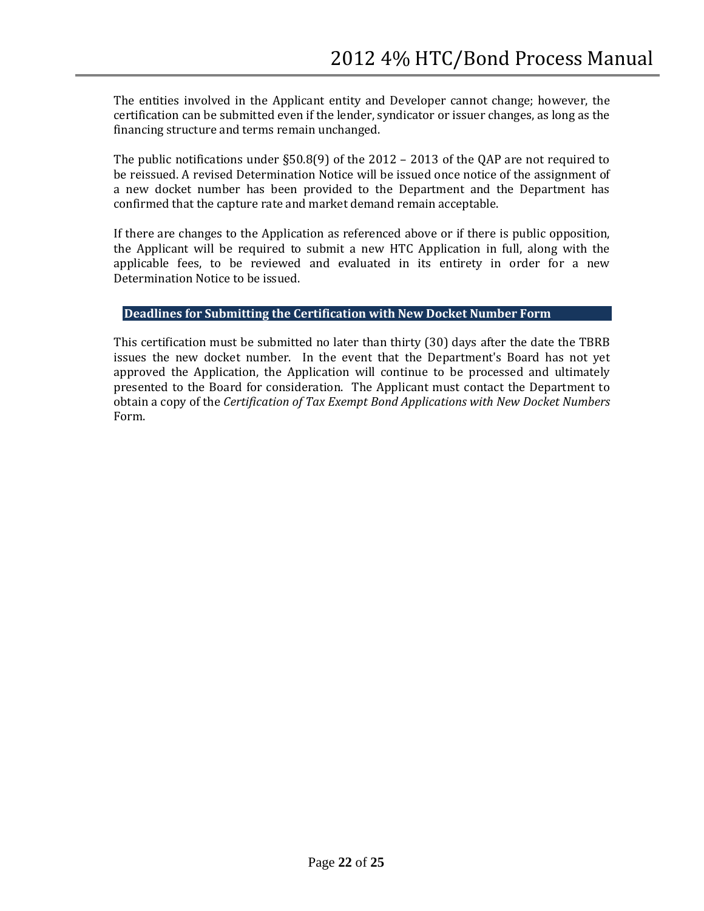The entities involved in the Applicant entity and Developer cannot change; however, the certification can be submitted even if the lender, syndicator or issuer changes, as long as the financing structure and terms remain unchanged.

The public notifications under §50.8(9) of the 2012 – 2013 of the QAP are not required to be reissued. A revised Determination Notice will be issued once notice of the assignment of a new docket number has been provided to the Department and the Department has confirmed that the capture rate and market demand remain acceptable.

If there are changes to the Application as referenced above or if there is public opposition, the Applicant will be required to submit a new HTC Application in full, along with the applicable fees, to be reviewed and evaluated in its entirety in order for a new Determination Notice to be issued.

## Deadlines for Submitting the Certification with New Docket Number Form

This certification must be submitted no later than thirty (30) days after the date the TBRB issues the new docket number. In the event that the Department's Board has not yet approved the Application, the Application will continue to be processed and ultimately presented to the Board for consideration. The Applicant must contact the Department to obtain a copy of the *Certification of Tax Exempt Bond Applications with New Docket Numbers* Form.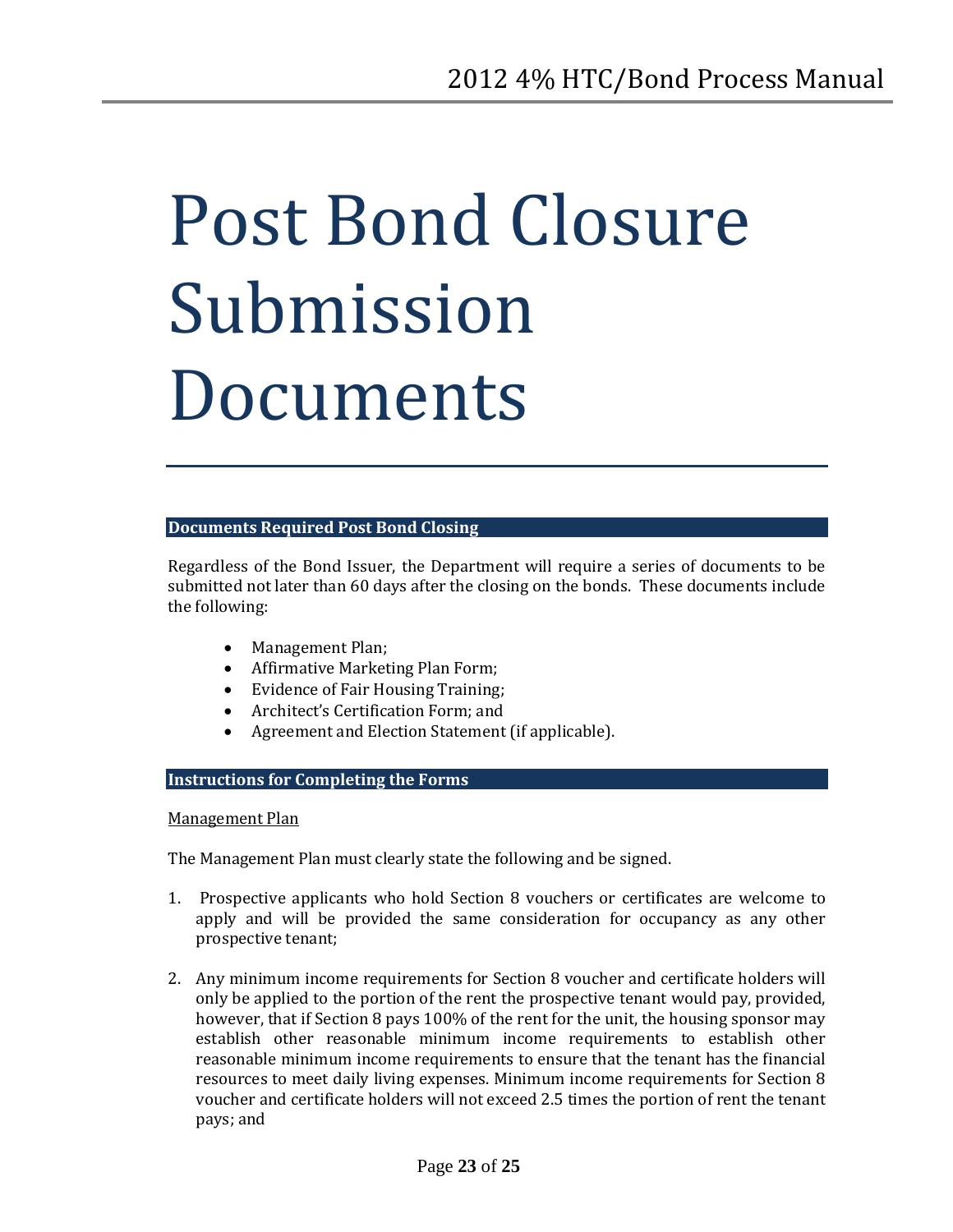# Post Bond Closure Submission Documents

## Documents Required Post Bond Closing

Regardless of the Bond Issuer, the Department will require a series of documents to be submitted not later than 60 days after the closing on the bonds. These documents include the following:

- Management Plan;
- Affirmative Marketing Plan Form;
- Evidence of Fair Housing Training;
- Architect's Certification Form; and
- Agreement and Election Statement (if applicable).

## Instructions for Completing the Forms

Management Plan

The Management Plan must clearly state the following and be signed.

1. Prospective applicants who hold Section 8 vouchers or certificates are welcome to apply and will be provided the same consideration for occupancy as any other prospective tenant;

2. Any minimum income requirements for Section 8 voucher and certificate holders will only be applied to the portion of the rent the prospective tenant would pay, provided, however, that if Section 8 pays 100% of the rent for the unit, the housing sponsor may establish other reasonable minimum income requirements to establish other reasonable minimum income requirements to ensure that the tenant has the financial resources to meet daily living expenses. Minimum income requirements for Section 8 voucher and certificate holders will not exceed 2.5 times the portion of rent the tenant pays; and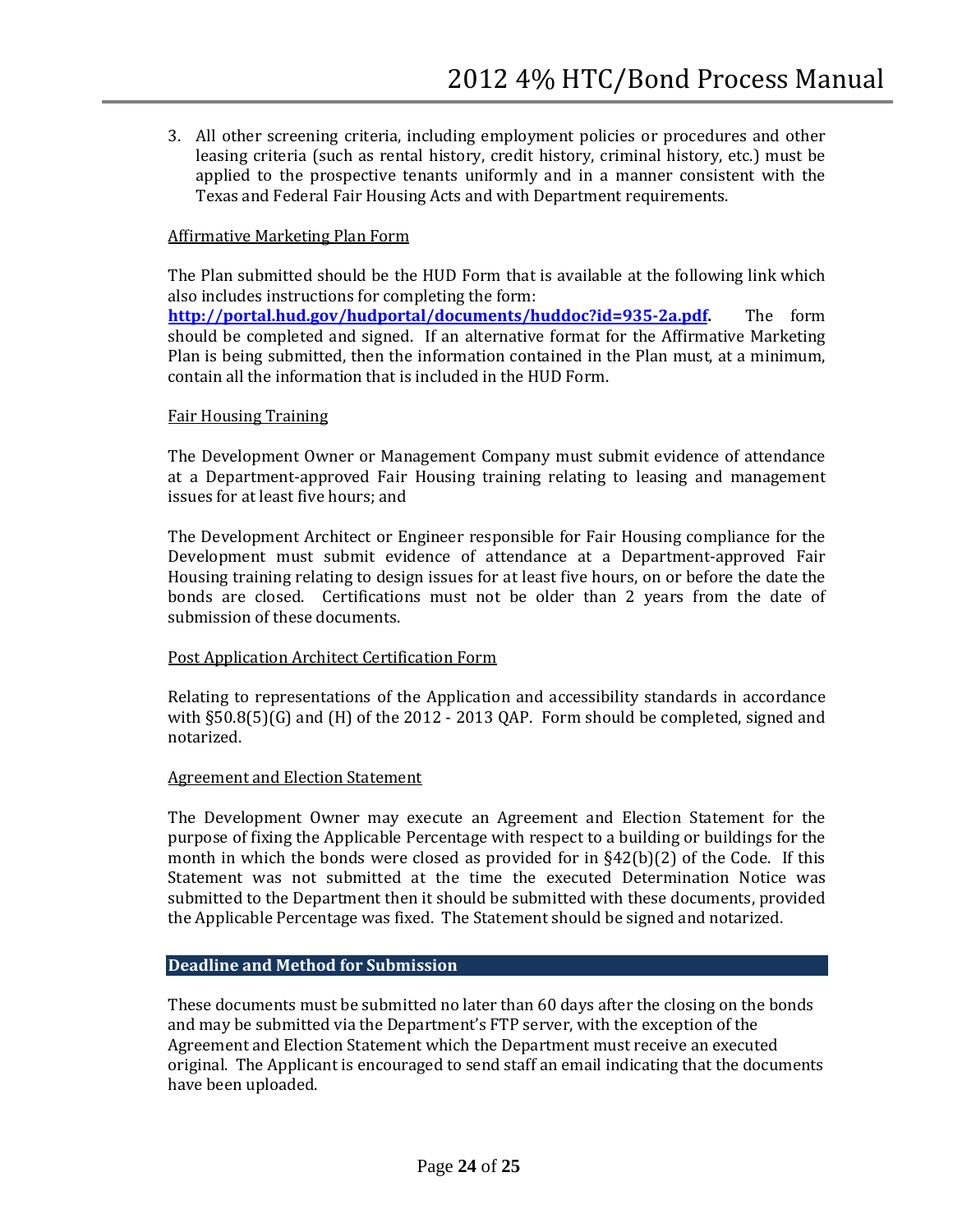3. All other screening criteria, including employment policies or procedures and other leasing criteria (such as rental history, credit history, criminal history, etc.) must be applied to the prospective tenants uniformly and in a manner consistent with the Texas and Federal Fair Housing Acts and with Department requirements.

Affirmative Marketing Plan Form

The Plan submitted should be the HUD Form that is available at the following link which also includes instructions for completing the form: **http://portal.hud.gov/hudportal/documents/huddoc?id=935-2a.pdf.** The form should be completed and signed. If an alternative format for the Affirmative Marketing Plan is being submitted, then the information contained in the Plan must, at a minimum, contain all the information that is included in the HUD Form.

Fair Housing Training

The Development Owner or Management Company must submit evidence of attendance at a Department-approved Fair Housing training relating to leasing and management issues for at least five hours; and

The Development Architect or Engineer responsible for Fair Housing compliance for the Development must submit evidence of attendance at a Department-approved Fair Housing training relating to design issues for at least five hours, on or before the date the bonds are closed. Certifications must not be older than 2 years from the date of submission of these documents.

Post Application Architect Certification Form

Relating to representations of the Application and accessibility standards in accordance with §50.8(5)(G) and (H) of the 2012 - 2013 QAP. Form should be completed, signed and notarized.

Agreement and Election Statement

The Development Owner may execute an Agreement and Election Statement for the purpose of fixing the Applicable Percentage with respect to a building or buildings for the month in which the bonds were closed as provided for in §42(b)(2) of the Code. If this Statement was not submitted at the time the executed Determination Notice was submitted to the Department then it should be submitted with these documents, provided the Applicable Percentage was fixed. The Statement should be signed and notarized.

## Deadline and Method for Submission

These documents must be submitted no later than 60 days after the closing on the bonds and may be submitted via the Department's FTP server, with the exception of the Agreement and Election Statement which the Department must receive an executed original. The Applicant is encouraged to send staff an email indicating that the documents have been uploaded.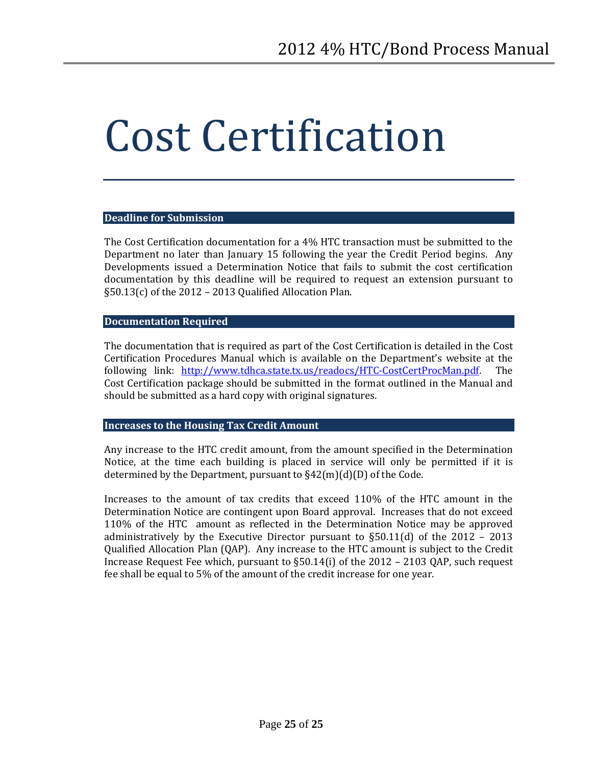# Cost Certification

## Deadline for Submission

The Cost Certification documentation for a 4% HTC transaction must be submitted to the Department no later than January 15 following the year the Credit Period begins. Any Developments issued a Determination Notice that fails to submit the cost certification documentation by this deadline will be required to request an extension pursuant to §50.13(c) of the 2012 – 2013 Qualified Allocation Plan.

## Documentation Required

The documentation that is required as part of the Cost Certification is detailed in the Cost Certification Procedures Manual which is available on the Department's website at the following link: [http://www.tdhca.state.tx.us/readocs/HTC-CostCertProcMan.pdf](http://www.tdhca.state.tx.us/readocs/HTC-CostCertProcMan.pdf). The Cost Certification package should be submitted in the format outlined in the Manual and should be submitted as a hard copy with original signatures.

## Increases to the Housing Tax Credit Amount

Any increase to the HTC credit amount, from the amount specified in the Determination Notice, at the time each building is placed in service will only be permitted if it is determined by the Department, pursuant to §42(m)(d)(D) of the Code.

Increases to the amount of tax credits that exceed 110% of the HTC amount in the Determination Notice are contingent upon Board approval. Increases that do not exceed 110% of the HTC amount as reflected in the Determination Notice may be approved administratively by the Executive Director pursuant to §50.11(d) of the 2012 – 2013 Qualified Allocation Plan (QAP). Any increase to the HTC amount is subject to the Credit Increase Request Fee which, pursuant to §50.14(i) of the 2012 – 2103 QAP, such request fee shall be equal to 5% of the amount of the credit increase for one year.